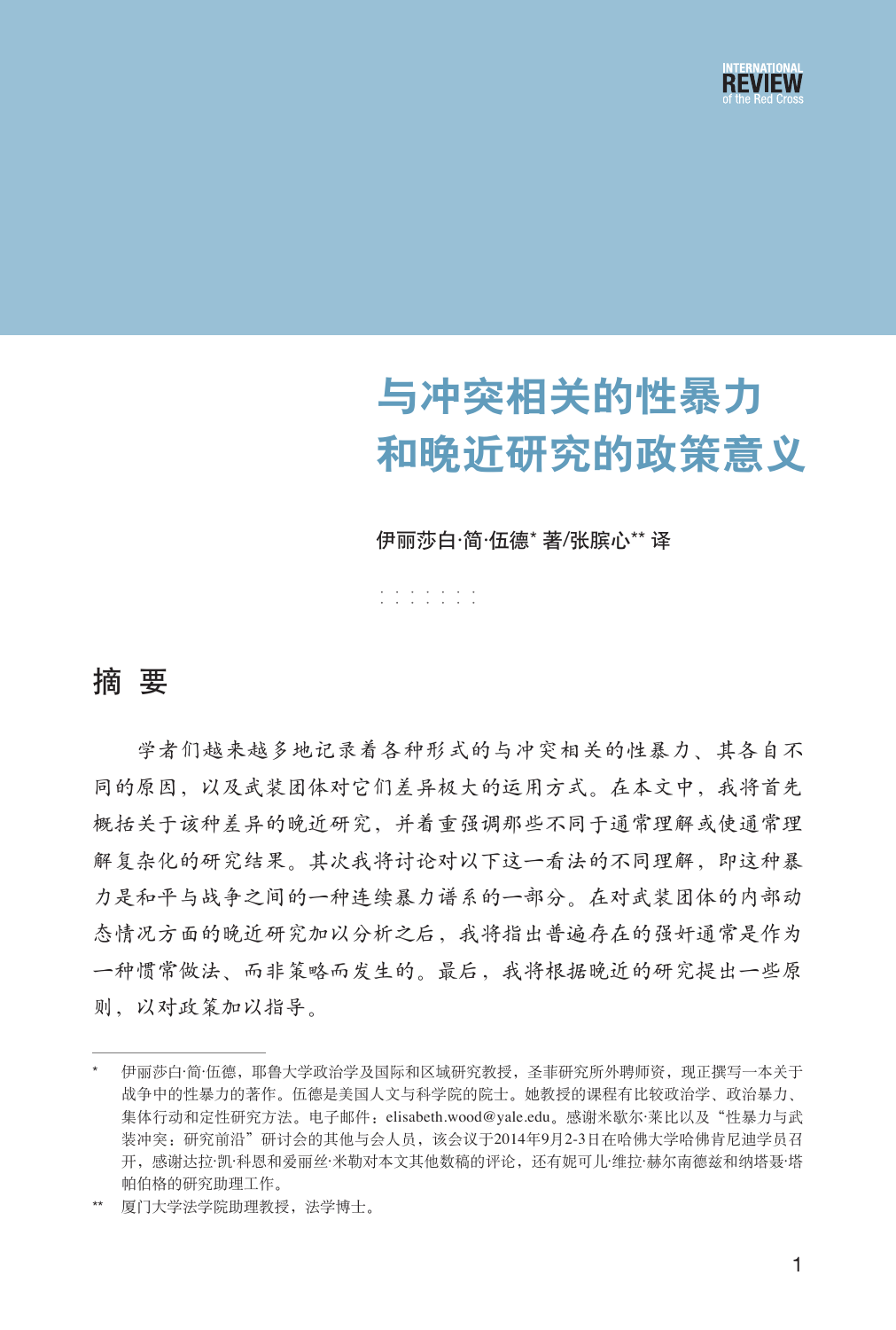# 与冲突相关的性暴力和晚近研究的政策意义

伊丽莎白·简·伍德* 著/张膑心** 译

## 摘 要

学者们越来越多地记录着各种形式的与冲突相关的性暴力、其各自不同的原因，以及武装团体对它们差异极大的运用方式。在本文中，我将首先概括关于该种差异的晚近研究，并着重强调那些不同于通常理解或使通常理解复杂化的研究结果。其次我将讨论对以下这一看法的不同理解，即这种暴力是和平与战争之间的一种连续暴力谱系的一部分。在对武装团体的内部动态情况方面的晚近研究加以分析之后，我将指出普遍存在的强奸通常是作为一种惯常做法、而非策略而发生的。最后，我将根据晚近的研究提出一些原则，以对政策加以指导。

---

\* 伊丽莎白·简·伍德，耶鲁大学政治学及国际和区域研究教授，圣菲研究所外聘师资，现正撰写一本关于战争中的性暴力的著作。伍德是美国人文与科学院的院士。她教授的课程有比较政治学、政治暴力、集体行动和定性研究方法。电子邮件：elisabeth.wood@yale.edu。感谢米歇尔·莱比以及"性暴力与武装冲突：研究前沿"研讨会的其他与会人员，该会议于2014年9月2-3日在哈佛大学哈佛肯尼迪学员召开，感谢达拉·凯·科恩和爱丽丝·米勒对本文其他数稿的评论，还有妮可儿·维拉·赫尔南德兹和纳塔聂·塔帕伯格的研究助理工作。

\*\* 厦门大学法学院助理教授，法学博士。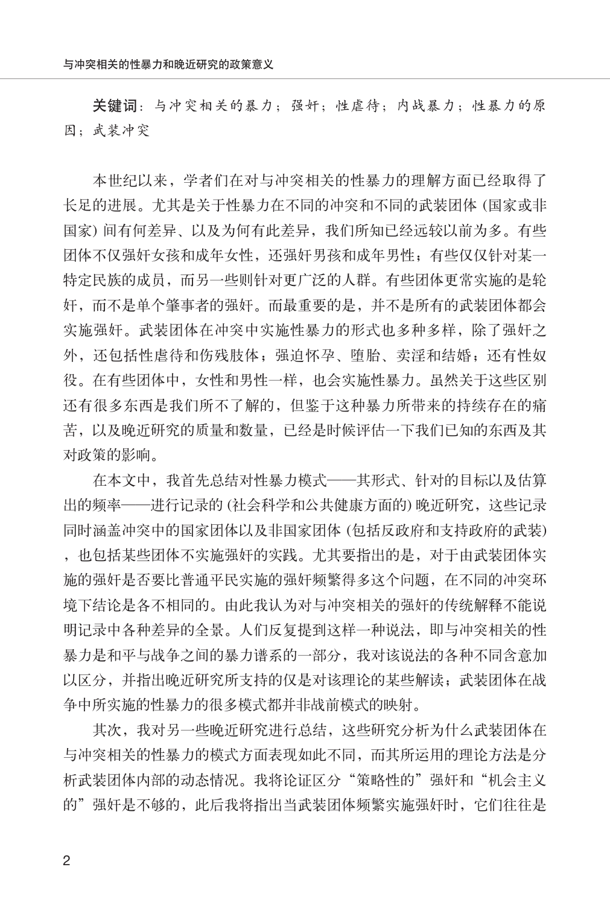**关键词**：与冲突相关的暴力；强奸；性虐待；内战暴力；性暴力的原因；武装冲突

本世纪以来，学者们在对与冲突相关的性暴力的理解方面已经取得了长足的进展。尤其是关于性暴力在不同的冲突和不同的武装团体 (国家或非国家) 间有何差异、以及为何有此差异，我们所知已经远较以前为多。有些团体不仅强奸女孩和成年女性，还强奸男孩和成年男性；有些仅仅针对某一特定民族的成员，而另一些则针对更广泛的人群。有些团体更常实施的是轮奸，而不是单个肇事者的强奸。而最重要的是，并不是所有的武装团体都会实施强奸。武装团体在冲突中实施性暴力的形式也多种多样，除了强奸之外，还包括性虐待和伤残肢体；强迫怀孕、堕胎、卖淫和结婚；还有性奴役。在有些团体中，女性和男性一样，也会实施性暴力。虽然关于这些区别还有很多东西是我们所不了解的，但鉴于这种暴力所带来的持续存在的痛苦，以及晚近研究的质量和数量，已经是时候评估一下我们已知的东西及其对政策的影响。

在本文中，我首先总结对性暴力模式——其形式、针对的目标以及估算出的频率——进行记录的 (社会科学和公共健康方面的) 晚近研究，这些记录同时涵盖冲突中的国家团体以及非国家团体 (包括反政府和支持政府的武装)，也包括某些团体不实施强奸的实践。尤其要指出的是，对于由武装团体实施的强奸是否要比普通平民实施的强奸频繁得多这个问题，在不同的冲突环境下结论是各不相同的。由此我认为对与冲突相关的强奸的传统解释不能说明记录中各种差异的全景。人们反复提到这样一种说法，即与冲突相关的性暴力是和平与战争之间的暴力谱系的一部分，我对该说法的各种不同含意加以区分，并指出晚近研究所支持的仅是对该理论的某些解读；武装团体在战争中所实施的性暴力的很多模式都并非战前模式的映射。

其次，我对另一些晚近研究进行总结，这些研究分析为什么武装团体在与冲突相关的性暴力的模式方面表现如此不同，而其所运用的理论方法是分析武装团体内部的动态情况。我将论证区分“策略性的”强奸和“机会主义的”强奸是不够的，此后我将指出当武装团体频繁实施强奸时，它们往往是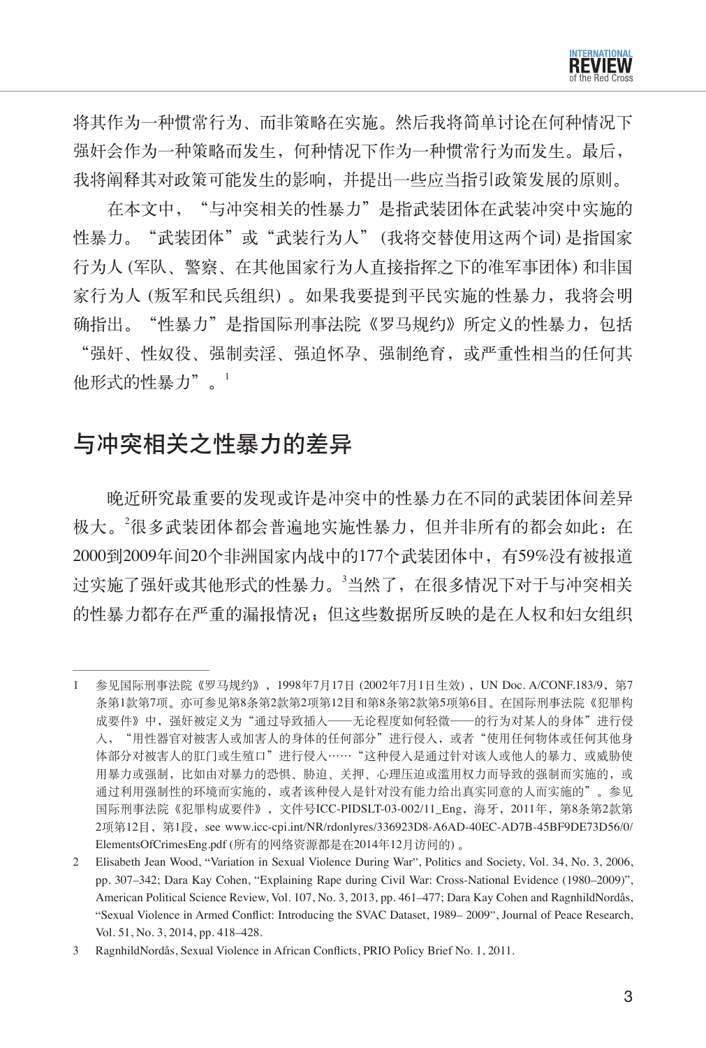将其作为一种惯常行为、而非策略在实施。然后我将简单讨论在何种情况下强奸会作为一种策略而发生，何种情况下作为一种惯常行为而发生。最后，我将阐释其对政策可能发生的影响，并提出一些应当指引政策发展的原则。

在本文中，“与冲突相关的性暴力”是指武装团体在武装冲突中实施的性暴力。“武装团体”或“武装行为人”(我将交替使用这两个词) 是指国家行为人 (军队、警察、在其他国家行为人直接指挥之下的准军事团体) 和非国家行为人 (叛军和民兵组织) 。如果我要提到平民实施的性暴力，我将会明确指出。“性暴力”是指国际刑事法院《罗马规约》所定义的性暴力，包括“强奸、性奴役、强制卖淫、强迫怀孕、强制绝育，或严重性相当的任何其他形式的性暴力”。[1]

## 与冲突相关之性暴力的差异

晚近研究最重要的发现或许是冲突中的性暴力在不同的武装团体间差异极大。[2]很多武装团体都会普遍地实施性暴力，但并非所有的都会如此：在2000到2009年间20个非洲国家内战中的177个武装团体中，有59%没有被报道过实施了强奸或其他形式的性暴力。[3]当然了，在很多情况下对于与冲突相关的性暴力都存在严重的漏报情况；但这些数据所反映的是在人权和妇女组织

---

1 参见国际刑事法院《罗马规约》，1998年7月17日 (2002年7月1日生效) ，UN Doc. A/CONF.183/9，第7条第1款第7项。亦可参见第8条第2款第2项第12目和第8条第2款第5项第6目。在国际刑事法院《犯罪构成要件》中，强奸被定义为“通过导致插入——无论程度如何轻微——的行为对某人的身体”进行侵入，“用性器官对被害人或加害人的身体的任何部分”进行侵入，或者“使用任何物体或任何其他身体部分对被害人的肛门或生殖口”进行侵入……“这种侵入是通过针对该人或他人的暴力、或威胁使用暴力或强制，比如由对暴力的恐惧、胁迫、关押、心理压迫或滥用权力而导致的强制而实施的，或通过利用强制性的环境而实施的，或者该种侵入是针对没有能力给出真实同意的人而实施的”。参见国际刑事法院《犯罪构成要件》，文件号ICC-PIDSLT-03-002/11_Eng，海牙，2011年，第8条第2款第2项第12目，第1段，see www.icc-cpi.int/NR/rdonlyres/336923D8-A6AD-40EC-AD7B-45BF9DE73D56/0/ElementsOfCrimesEng.pdf (所有的网络资源都是在2014年12月访问的) 。

2 Elisabeth Jean Wood, “Variation in Sexual Violence During War”, Politics and Society, Vol. 34, No. 3, 2006, pp. 307–342; Dara Kay Cohen, “Explaining Rape during Civil War: Cross-National Evidence (1980–2009)”, American Political Science Review, Vol. 107, No. 3, 2013, pp. 461–477; Dara Kay Cohen and RagnhildNordås, “Sexual Violence in Armed Conflict: Introducing the SVAC Dataset, 1989– 2009”, Journal of Peace Research, Vol. 51, No. 3, 2014, pp. 418–428.

3 RagnhildNordås, Sexual Violence in African Conflicts, PRIO Policy Brief No. 1, 2011.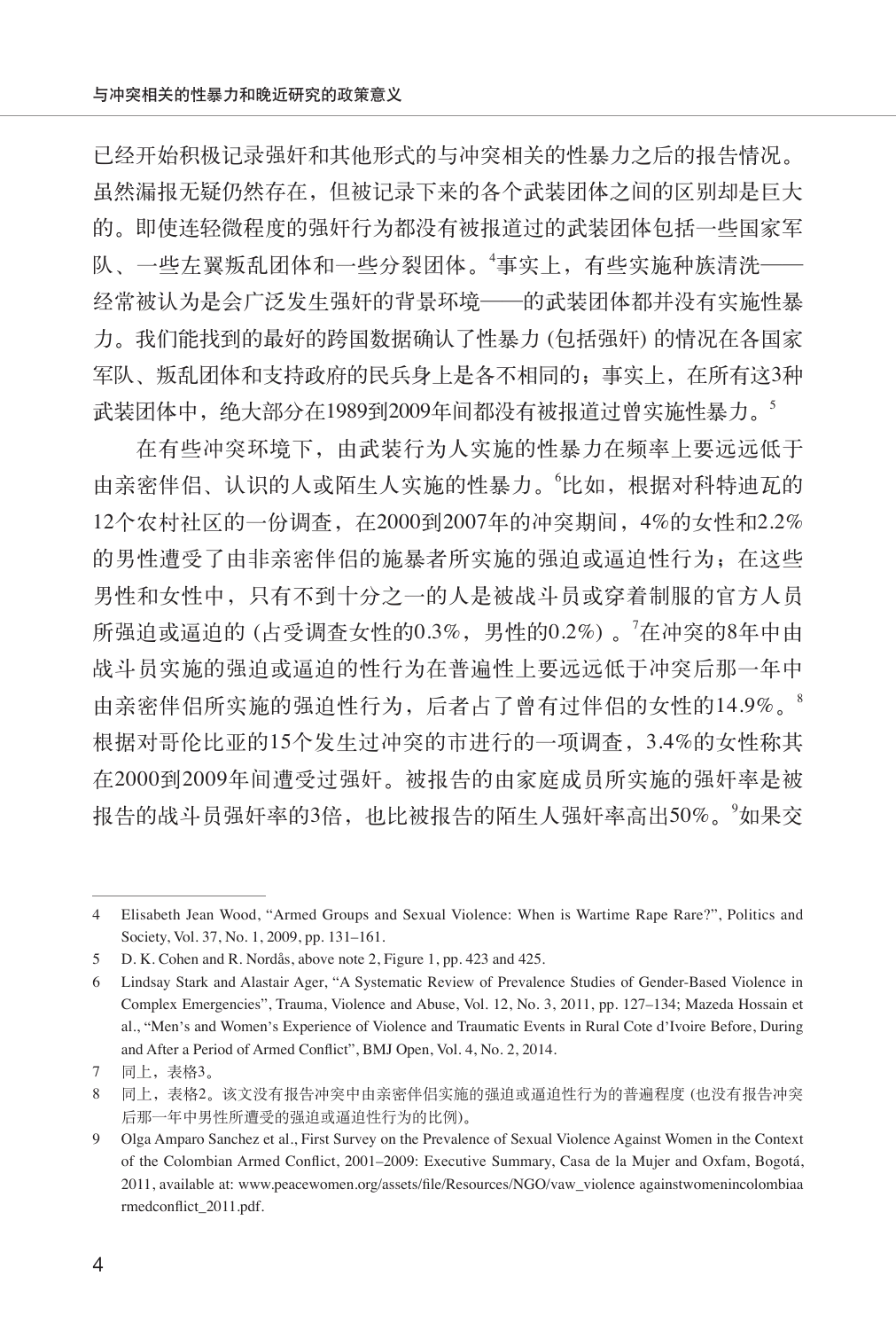已经开始积极记录强奸和其他形式的与冲突相关的性暴力之后的报告情况。虽然漏报无疑仍然存在，但被记录下来的各个武装团体之间的区别却是巨大的。即使连轻微程度的强奸行为都没有被报道过的武装团体包括一些国家军队、一些左翼叛乱团体和一些分裂团体。[4]事实上，有些实施种族清洗——经常被认为是会广泛发生强奸的背景环境——的武装团体都并没有实施性暴力。我们能找到的最好的跨国数据确认了性暴力 (包括强奸) 的情况在各国家军队、叛乱团体和支持政府的民兵身上是各不相同的；事实上，在所有这3种武装团体中，绝大部分在1989到2009年间都没有被报道过曾实施性暴力。[5]

在有些冲突环境下，由武装行为人实施的性暴力在频率上要远远低于由亲密伴侣、认识的人或陌生人实施的性暴力。[6]比如，根据对科特迪瓦的12个农村社区的一份调查，在2000到2007年的冲突期间，4%的女性和2.2%的男性遭受了由非亲密伴侣的施暴者所实施的强迫或逼迫性行为；在这些男性和女性中，只有不到十分之一的人是被战斗员或穿着制服的官方人员所强迫或逼迫的 (占受调查女性的0.3%，男性的0.2%) 。[7]在冲突的8年中由战斗员实施的强迫或逼迫的性行为在普遍性上要远远低于冲突后那一年中由亲密伴侣所实施的强迫性行为，后者占了曾有过伴侣的女性的14.9%。[8]根据对哥伦比亚的15个发生过冲突的市进行的一项调查，3.4%的女性称其在2000到2009年间遭受过强奸。被报告的由家庭成员所实施的强奸率是被报告的战斗员强奸率的3倍，也比被报告的陌生人强奸率高出50%。[9]如果交

---

4 Elisabeth Jean Wood, “Armed Groups and Sexual Violence: When is Wartime Rape Rare?”, Politics and Society, Vol. 37, No. 1, 2009, pp. 131–161.

5 D. K. Cohen and R. Nordås, above note 2, Figure 1, pp. 423 and 425.

6 Lindsay Stark and Alastair Ager, “A Systematic Review of Prevalence Studies of Gender-Based Violence in Complex Emergencies”, Trauma, Violence and Abuse, Vol. 12, No. 3, 2011, pp. 127–134; Mazeda Hossain et al., “Men’s and Women’s Experience of Violence and Traumatic Events in Rural Cote d’Ivoire Before, During and After a Period of Armed Conflict”, BMJ Open, Vol. 4, No. 2, 2014.

7 同上，表格3。

8 同上，表格2。该文没有报告冲突中由亲密伴侣实施的强迫或逼迫性行为的普遍程度 (也没有报告冲突后那一年中男性所遭受的强迫或逼迫性行为的比例)。

9 Olga Amparo Sanchez et al., First Survey on the Prevalence of Sexual Violence Against Women in the Context of the Colombian Armed Conflict, 2001–2009: Executive Summary, Casa de la Mujer and Oxfam, Bogotá, 2011, available at: www.peacewomen.org/assets/file/Resources/NGO/vaw_violence againstwomenincolombiaarmedconflict_2011.pdf.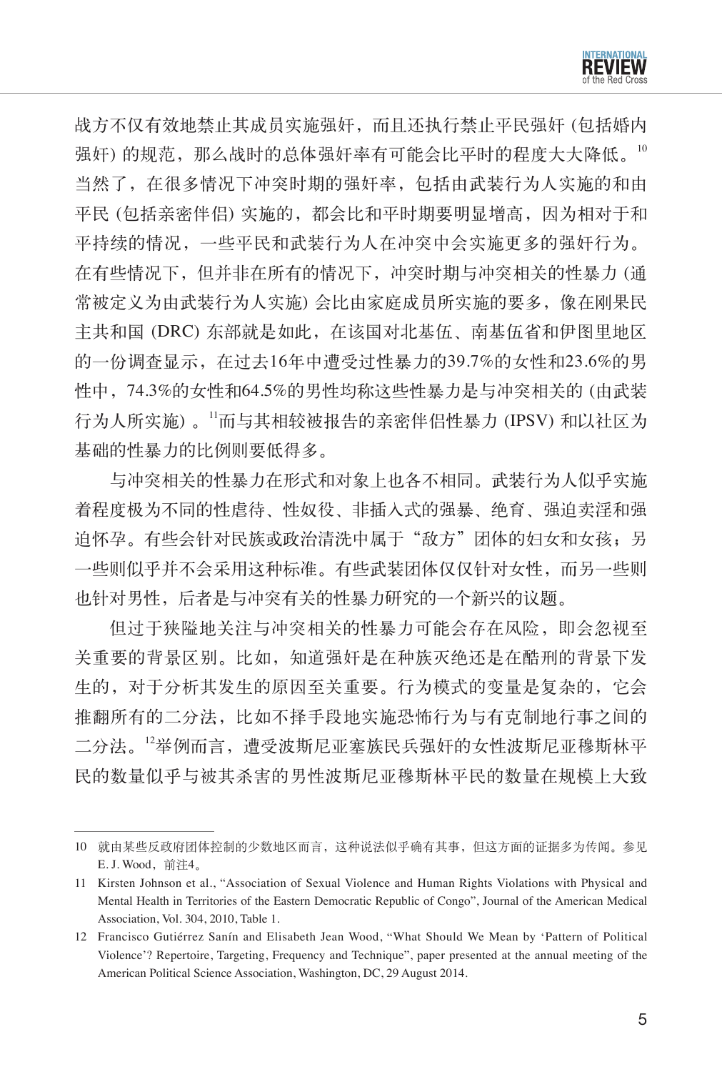战方不仅有效地禁止其成员实施强奸，而且还执行禁止平民强奸 (包括婚内强奸) 的规范，那么战时的总体强奸率有可能会比平时的程度大大降低。[10] 当然了，在很多情况下冲突时期的强奸率，包括由武装行为人实施的和由平民 (包括亲密伴侣) 实施的，都会比和平时期要明显增高，因为相对于和平持续的情况，一些平民和武装行为人在冲突中会实施更多的强奸行为。在有些情况下，但并非在所有的情况下，冲突时期与冲突相关的性暴力 (通常被定义为由武装行为人实施) 会比由家庭成员所实施的要多，像在刚果民主共和国 (DRC) 东部就是如此，在该国对北基伍、南基伍省和伊图里地区的一份调查显示，在过去16年中遭受过性暴力的39.7%的女性和23.6%的男性中，74.3%的女性和64.5%的男性均称这些性暴力是与冲突相关的 (由武装行为人所实施) 。[11]而与其相较被报告的亲密伴侣性暴力 (IPSV) 和以社区为基础的性暴力的比例则要低得多。

与冲突相关的性暴力在形式和对象上也各不相同。武装行为人似乎实施着程度极为不同的性虐待、性奴役、非插入式的强暴、绝育、强迫卖淫和强迫怀孕。有些会针对民族或政治清洗中属于“敌方”团体的妇女和女孩；另一些则似乎并不会采用这种标准。有些武装团体仅仅针对女性，而另一些则也针对男性，后者是与冲突有关的性暴力研究的一个新兴的议题。

但过于狭隘地关注与冲突相关的性暴力可能会存在风险，即会忽视至关重要的背景区别。比如，知道强奸是在种族灭绝还是在酷刑的背景下发生的，对于分析其发生的原因至关重要。行为模式的变量是复杂的，它会推翻所有的二分法，比如不择手段地实施恐怖行为与有克制地行事之间的二分法。[12]举例而言，遭受波斯尼亚塞族民兵强奸的女性波斯尼亚穆斯林平民的数量似乎与被其杀害的男性波斯尼亚穆斯林平民的数量在规模上大致

---

10 就由某些反政府团体控制的少数地区而言，这种说法似乎确有其事，但这方面的证据多为传闻。参见E. J. Wood，前注4。

11 Kirsten Johnson et al., “Association of Sexual Violence and Human Rights Violations with Physical and Mental Health in Territories of the Eastern Democratic Republic of Congo”, Journal of the American Medical Association, Vol. 304, 2010, Table 1.

12 Francisco Gutiérrez Sanín and Elisabeth Jean Wood, “What Should We Mean by ‘Pattern of Political Violence’? Repertoire, Targeting, Frequency and Technique”, paper presented at the annual meeting of the American Political Science Association, Washington, DC, 29 August 2014.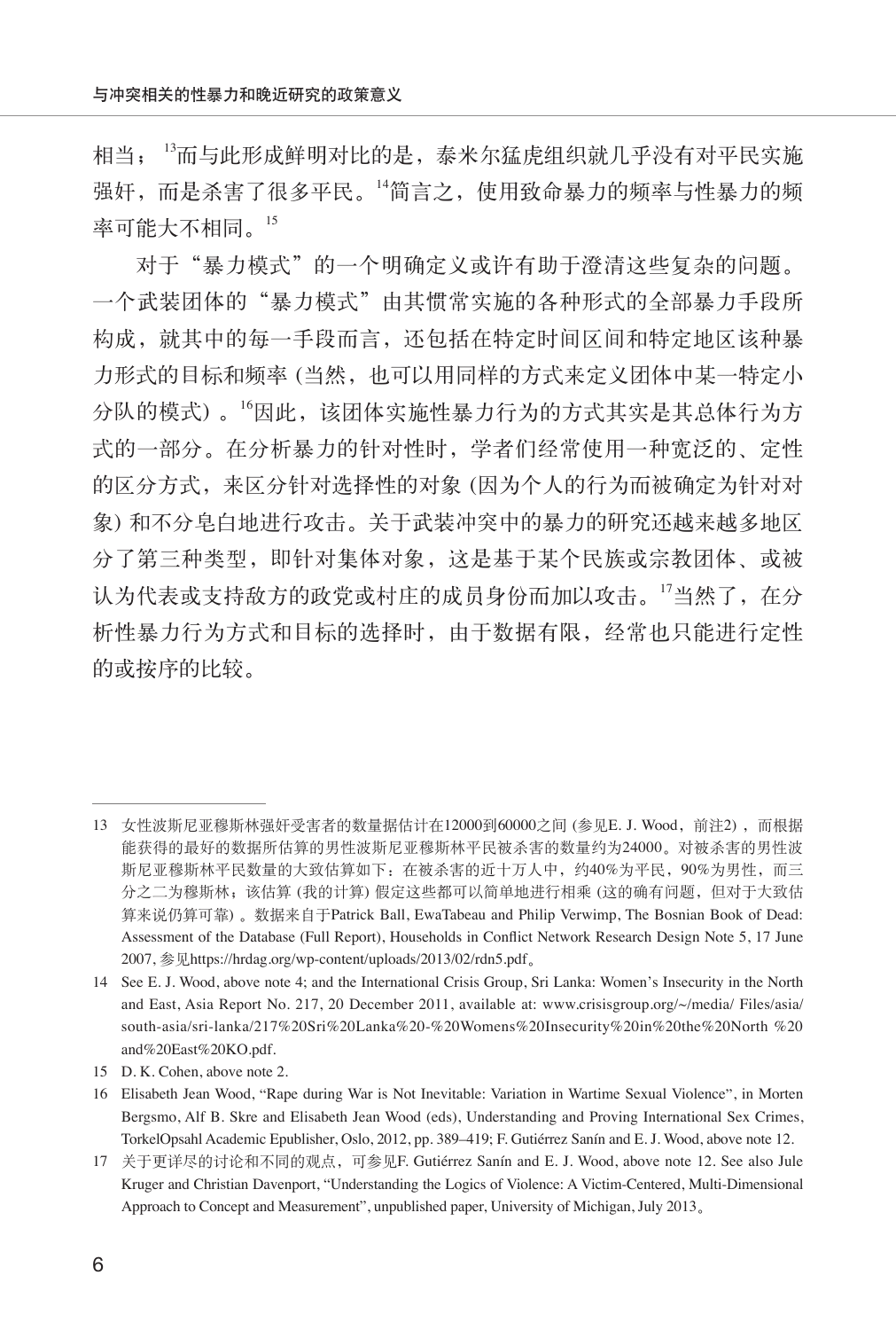相当；[13]而与此形成鲜明对比的是，泰米尔猛虎组织就几乎没有对平民实施强奸，而是杀害了很多平民。[14]简言之，使用致命暴力的频率与性暴力的频率可能大不相同。[15]

对于"暴力模式"的一个明确定义或许有助于澄清这些复杂的问题。一个武装团体的"暴力模式"由其惯常实施的各种形式的全部暴力手段所构成，就其中的每一手段而言，还包括在特定时间区间和特定地区该种暴力形式的目标和频率 (当然，也可以用同样的方式来定义团体中某一特定小分队的模式) 。[16]因此，该团体实施性暴力行为的方式其实是其总体行为方式的一部分。在分析暴力的针对性时，学者们经常使用一种宽泛的、定性的区分方式，来区分针对选择性的对象 (因为个人的行为而被确定为针对对象) 和不分皂白地进行攻击。关于武装冲突中的暴力的研究还越来越多地区分了第三种类型，即针对集体对象，这是基于某个民族或宗教团体、或被认为代表或支持敌方的政党或村庄的成员身份而加以攻击。[17]当然了，在分析性暴力行为方式和目标的选择时，由于数据有限，经常也只能进行定性的或按序的比较。

---

13 女性波斯尼亚穆斯林强奸受害者的数量据估计在12000到60000之间 (参见E. J. Wood，前注2) ，而根据能获得的最好的数据所估算的男性波斯尼亚穆斯林平民被杀害的数量约为24000。对被杀害的男性波斯尼亚穆斯林平民数量的大致估算如下：在被杀害的近十万人中，约40%为平民，90%为男性，而三分之二为穆斯林；该估算 (我的计算) 假定这些都可以简单地进行相乘 (这的确有问题，但对于大致估算来说仍算可靠) 。数据来自于Patrick Ball, EwaTabeau and Philip Verwimp, The Bosnian Book of Dead: Assessment of the Database (Full Report), Households in Conflict Network Research Design Note 5, 17 June 2007, 参见https://hrdag.org/wp-content/uploads/2013/02/rdn5.pdf。

14 See E. J. Wood, above note 4; and the International Crisis Group, Sri Lanka: Women's Insecurity in the North and East, Asia Report No. 217, 20 December 2011, available at: www.crisisgroup.org/~/media/ Files/asia/south-asia/sri-lanka/217%20Sri%20Lanka%20-%20Womens%20Insecurity%20in%20the%20North %20and%20East%20KO.pdf.

15 D. K. Cohen, above note 2.

16 Elisabeth Jean Wood, "Rape during War is Not Inevitable: Variation in Wartime Sexual Violence", in Morten Bergsmo, Alf B. Skre and Elisabeth Jean Wood (eds), Understanding and Proving International Sex Crimes, TorkelOpsahl Academic Epublisher, Oslo, 2012, pp. 389–419; F. Gutiérrez Sanín and E. J. Wood, above note 12.

17 关于更详尽的讨论和不同的观点，可参见F. Gutiérrez Sanín and E. J. Wood, above note 12. See also Jule Kruger and Christian Davenport, "Understanding the Logics of Violence: A Victim-Centered, Multi-Dimensional Approach to Concept and Measurement", unpublished paper, University of Michigan, July 2013。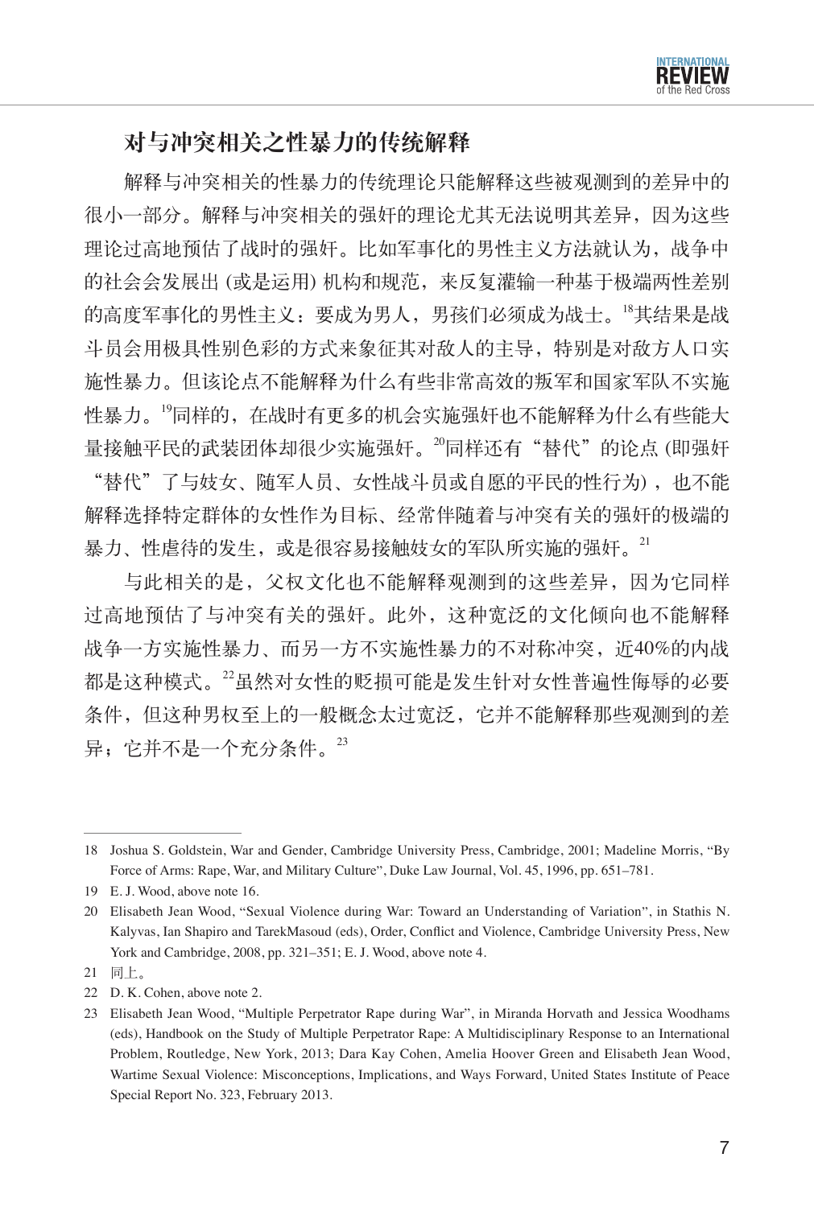## 对与冲突相关之性暴力的传统解释

解释与冲突相关的性暴力的传统理论只能解释这些被观测到的差异中的很小一部分。解释与冲突相关的强奸的理论尤其无法说明其差异，因为这些理论过高地预估了战时的强奸。比如军事化的男性主义方法就认为，战争中的社会会发展出 (或是运用) 机构和规范，来反复灌输一种基于极端两性差别的高度军事化的男性主义：要成为男人，男孩们必须成为战士。[18]其结果是战斗员会用极具性别色彩的方式来象征其对敌人的主导，特别是对敌方人口实施性暴力。但该论点不能解释为什么有些非常高效的叛军和国家军队不实施性暴力。[19]同样的，在战时有更多的机会实施强奸也不能解释为什么有些能大量接触平民的武装团体却很少实施强奸。[20]同样还有“替代”的论点 (即强奸“替代”了与妓女、随军人员、女性战斗员或自愿的平民的性行为)，也不能解释选择特定群体的女性作为目标、经常伴随着与冲突有关的强奸的极端的暴力、性虐待的发生，或是很容易接触妓女的军队所实施的强奸。[21]

与此相关的是，父权文化也不能解释观测到的这些差异，因为它同样过高地预估了与冲突有关的强奸。此外，这种宽泛的文化倾向也不能解释战争一方实施性暴力、而另一方不实施性暴力的不对称冲突，近40%的内战都是这种模式。[22]虽然对女性的贬损可能是发生针对女性普遍性侮辱的必要条件，但这种男权至上的一般概念太过宽泛，它并不能解释那些观测到的差异；它并不是一个充分条件。[23]

---

18 Joshua S. Goldstein, War and Gender, Cambridge University Press, Cambridge, 2001; Madeline Morris, “By Force of Arms: Rape, War, and Military Culture”, Duke Law Journal, Vol. 45, 1996, pp. 651–781.

19 E. J. Wood, above note 16.

20 Elisabeth Jean Wood, “Sexual Violence during War: Toward an Understanding of Variation”, in Stathis N. Kalyvas, Ian Shapiro and TarekMasoud (eds), Order, Conflict and Violence, Cambridge University Press, New York and Cambridge, 2008, pp. 321–351; E. J. Wood, above note 4.

21 同上。

22 D. K. Cohen, above note 2.

23 Elisabeth Jean Wood, “Multiple Perpetrator Rape during War”, in Miranda Horvath and Jessica Woodhams (eds), Handbook on the Study of Multiple Perpetrator Rape: A Multidisciplinary Response to an International Problem, Routledge, New York, 2013; Dara Kay Cohen, Amelia Hoover Green and Elisabeth Jean Wood, Wartime Sexual Violence: Misconceptions, Implications, and Ways Forward, United States Institute of Peace Special Report No. 323, February 2013.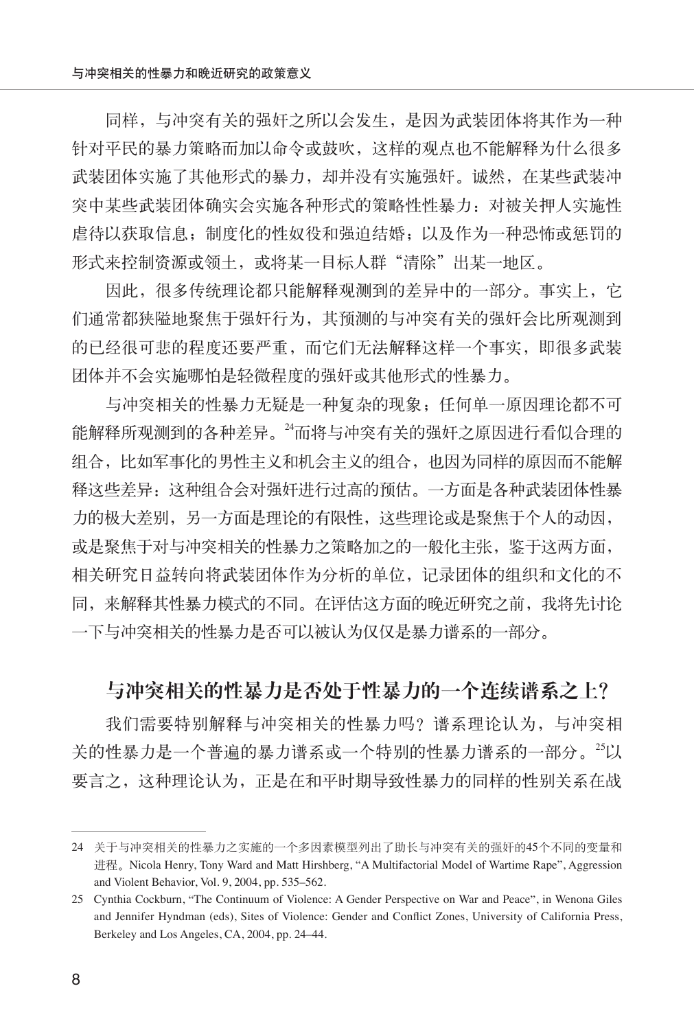同样，与冲突有关的强奸之所以会发生，是因为武装团体将其作为一种针对平民的暴力策略而加以命令或鼓吹，这样的观点也不能解释为什么很多武装团体实施了其他形式的暴力，却并没有实施强奸。诚然，在某些武装冲突中某些武装团体确实会实施各种形式的策略性性暴力：对被关押人实施性虐待以获取信息；制度化的性奴役和强迫结婚；以及作为一种恐怖或惩罚的形式来控制资源或领土，或将某一目标人群“清除”出某一地区。

因此，很多传统理论都只能解释观测到的差异中的一部分。事实上，它们通常都狭隘地聚焦于强奸行为，其预测的与冲突有关的强奸会比所观测到的已经很可悲的程度还要严重，而它们无法解释这样一个事实，即很多武装团体并不会实施哪怕是轻微程度的强奸或其他形式的性暴力。

与冲突相关的性暴力无疑是一种复杂的现象；任何单一原因理论都不可能解释所观测到的各种差异。[24]而将与冲突有关的强奸之原因进行看似合理的组合，比如军事化的男性主义和机会主义的组合，也因为同样的原因而不能解释这些差异：这种组合会对强奸进行过高的预估。一方面是各种武装团体性暴力的极大差别，另一方面是理论的有限性，这些理论或是聚焦于个人的动因，或是聚焦于对与冲突相关的性暴力之策略加之的一般化主张，鉴于这两方面，相关研究日益转向将武装团体作为分析的单位，记录团体的组织和文化的不同，来解释其性暴力模式的不同。在评估这方面的晚近研究之前，我将先讨论一下与冲突相关的性暴力是否可以被认为仅仅是暴力谱系的一部分。

## 与冲突相关的性暴力是否处于性暴力的一个连续谱系之上？

我们需要特别解释与冲突相关的性暴力吗？谱系理论认为，与冲突相关的性暴力是一个普遍的暴力谱系或一个特别的性暴力谱系的一部分。[25]以要言之，这种理论认为，正是在和平时期导致性暴力的同样的性别关系在战

---

24 关于与冲突相关的性暴力之实施的一个多因素模型列出了助长与冲突有关的强奸的45个不同的变量和进程。Nicola Henry, Tony Ward and Matt Hirshberg, “A Multifactorial Model of Wartime Rape”, Aggression and Violent Behavior, Vol. 9, 2004, pp. 535–562.

25 Cynthia Cockburn, “The Continuum of Violence: A Gender Perspective on War and Peace”, in Wenona Giles and Jennifer Hyndman (eds), Sites of Violence: Gender and Conflict Zones, University of California Press, Berkeley and Los Angeles, CA, 2004, pp. 24–44.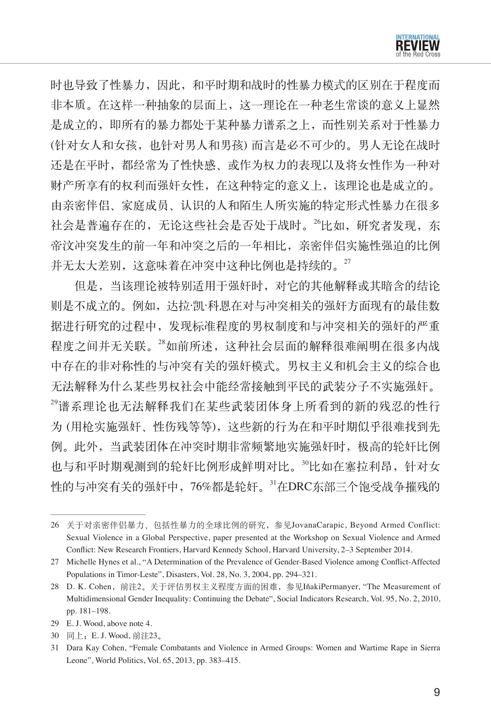时也导致了性暴力，因此，和平时期和战时的性暴力模式的区别在于程度而非本质。在这样一种抽象的层面上，这一理论在一种老生常谈的意义上显然是成立的，即所有的暴力都处于某种暴力谱系之上，而性别关系对于性暴力(针对女人和女孩，也针对男人和男孩) 而言是必不可少的。男人无论在战时还是在平时，都经常为了性快感、或作为权力的表现以及将女性作为一种对财产所享有的权利而强奸女性，在这种特定的意义上，该理论也是成立的。由亲密伴侣、家庭成员、认识的人和陌生人所实施的特定形式性暴力在很多社会是普遍存在的，无论这些社会是否处于战时。[26]比如，研究者发现，东帝汶冲突发生的前一年和冲突之后的一年相比，亲密伴侣实施性强迫的比例并无太大差别，这意味着在冲突中这种比例也是持续的。[27]

但是，当该理论被特别适用于强奸时，对它的其他解释或其暗含的结论则是不成立的。例如，达拉·凯·科恩在对与冲突相关的强奸方面现有的最佳数据进行研究的过程中，发现标准程度的男权制度和与冲突相关的强奸的严重程度之间并无关联。[28]如前所述，这种社会层面的解释很难阐明在很多内战中存在的非对称性的与冲突有关的强奸模式。男权主义和机会主义的综合也无法解释为什么某些男权社会中能经常接触到平民的武装分子不实施强奸。[29]谱系理论也无法解释我们在某些武装团体身上所看到的新的残忍的性行为 (用枪实施强奸、性伤残等等)，这些新的行为在和平时期似乎很难找到先例。此外，当武装团体在冲突时期非常频繁地实施强奸时，极高的轮奸比例也与和平时期观测到的轮奸比例形成鲜明对比。[30]比如在塞拉利昂，针对女性的与冲突有关的强奸中，76%都是轮奸。[31]在DRC东部三个饱受战争摧残的

---

26 关于对亲密伴侣暴力、包括性暴力的全球比例的研究，参见JovanaCarapic, Beyond Armed Conflict: Sexual Violence in a Global Perspective, paper presented at the Workshop on Sexual Violence and Armed Conflict: New Research Frontiers, Harvard Kennedy School, Harvard University, 2–3 September 2014.

27 Michelle Hynes et al., "A Determination of the Prevalence of Gender-Based Violence among Conflict-Affected Populations in Timor-Leste", Disasters, Vol. 28, No. 3, 2004, pp. 294–321.

28 D. K. Cohen，前注2。关于评估男权主义程度方面的困难，参见IñakiPermanyer, "The Measurement of Multidimensional Gender Inequality: Continuing the Debate", Social Indicators Research, Vol. 95, No. 2, 2010, pp. 181–198.

29 E. J. Wood, above note 4.

30 同上；E. J. Wood, 前注23。

31 Dara Kay Cohen, "Female Combatants and Violence in Armed Groups: Women and Wartime Rape in Sierra Leone", World Politics, Vol. 65, 2013, pp. 383–415.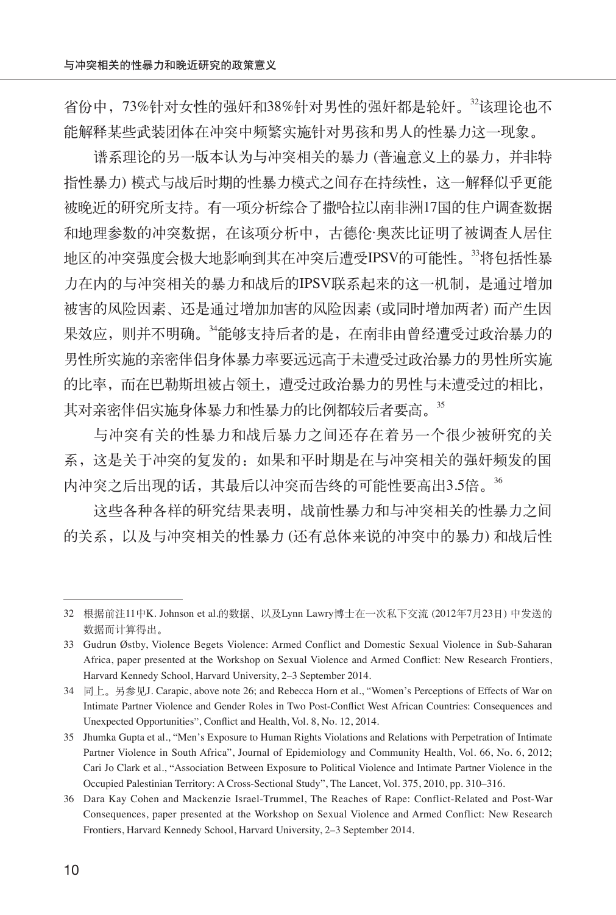省份中，73%针对女性的强奸和38%针对男性的强奸都是轮奸。[32]该理论也不能解释某些武装团体在冲突中频繁实施针对男孩和男人的性暴力这一现象。

谱系理论的另一版本认为与冲突相关的暴力 (普遍意义上的暴力，并非特指性暴力) 模式与战后时期的性暴力模式之间存在持续性，这一解释似乎更能被晚近的研究所支持。有一项分析综合了撒哈拉以南非洲17国的住户调查数据和地理参数的冲突数据，在该项分析中，古德伦·奥茨比证明了被调查人居住地区的冲突强度会极大地影响到其在冲突后遭受IPSV的可能性。[33]将包括性暴力在内的与冲突相关的暴力和战后的IPSV联系起来的这一机制，是通过增加被害的风险因素、还是通过增加加害的风险因素 (或同时增加两者) 而产生因果效应，则并不明确。[34]能够支持后者的是，在南非由曾经遭受过政治暴力的男性所实施的亲密伴侣身体暴力率要远远高于未遭受过政治暴力的男性所实施的比率，而在巴勒斯坦被占领土，遭受过政治暴力的男性与未遭受过的相比，其对亲密伴侣实施身体暴力和性暴力的比例都较后者要高。[35]

与冲突有关的性暴力和战后暴力之间还存在着另一个很少被研究的关系，这是关于冲突的复发的：如果和平时期是在与冲突相关的强奸频发的国内冲突之后出现的话，其最后以冲突而告终的可能性要高出3.5倍。[36]

这些各种各样的研究结果表明，战前性暴力和与冲突相关的性暴力之间的关系，以及与冲突相关的性暴力 (还有总体来说的冲突中的暴力) 和战后性

---

32 根据前注11中K. Johnson et al.的数据、以及Lynn Lawry博士在一次私下交流 (2012年7月23日) 中发送的数据而计算得出。

33 Gudrun Østby, Violence Begets Violence: Armed Conflict and Domestic Sexual Violence in Sub-Saharan Africa, paper presented at the Workshop on Sexual Violence and Armed Conflict: New Research Frontiers, Harvard Kennedy School, Harvard University, 2–3 September 2014.

34 同上。另参见J. Carapic, above note 26; and Rebecca Horn et al., "Women's Perceptions of Effects of War on Intimate Partner Violence and Gender Roles in Two Post-Conflict West African Countries: Consequences and Unexpected Opportunities", Conflict and Health, Vol. 8, No. 12, 2014.

35 Jhumka Gupta et al., "Men's Exposure to Human Rights Violations and Relations with Perpetration of Intimate Partner Violence in South Africa", Journal of Epidemiology and Community Health, Vol. 66, No. 6, 2012; Cari Jo Clark et al., "Association Between Exposure to Political Violence and Intimate Partner Violence in the Occupied Palestinian Territory: A Cross-Sectional Study", The Lancet, Vol. 375, 2010, pp. 310–316.

36 Dara Kay Cohen and Mackenzie Israel-Trummel, The Reaches of Rape: Conflict-Related and Post-War Consequences, paper presented at the Workshop on Sexual Violence and Armed Conflict: New Research Frontiers, Harvard Kennedy School, Harvard University, 2–3 September 2014.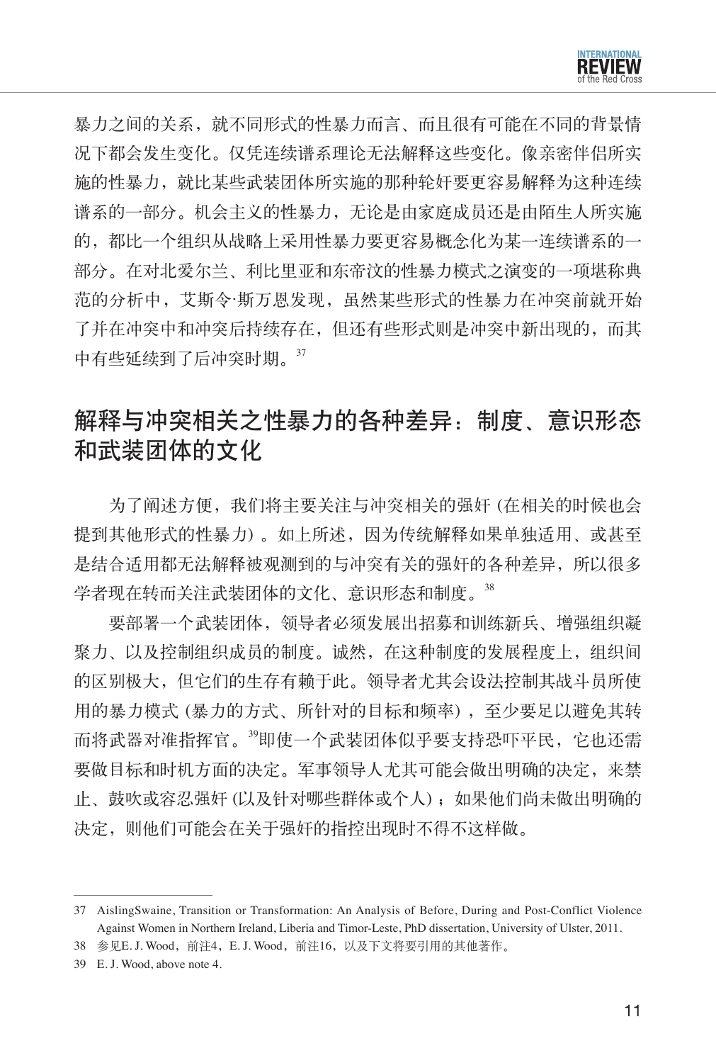暴力之间的关系，就不同形式的性暴力而言、而且很有可能在不同的背景情况下都会发生变化。仅凭连续谱系理论无法解释这些变化。像亲密伴侣所实施的性暴力，就比某些武装团体所实施的那种轮奸要更容易解释为这种连续谱系的一部分。机会主义的性暴力，无论是由家庭成员还是由陌生人所实施的，都比一个组织从战略上采用性暴力要更容易概念化为某一连续谱系的一部分。在对北爱尔兰、利比里亚和东帝汶的性暴力模式之演变的一项堪称典范的分析中，艾斯令·斯万恩发现，虽然某些形式的性暴力在冲突前就开始了并在冲突中和冲突后持续存在，但还有些形式则是冲突中新出现的，而其中有些延续到了后冲突时期。[37]

## 解释与冲突相关之性暴力的各种差异：制度、意识形态和武装团体的文化

为了阐述方便，我们将主要关注与冲突相关的强奸 (在相关的时候也会提到其他形式的性暴力) 。如上所述，因为传统解释如果单独适用、或甚至是结合适用都无法解释被观测到的与冲突有关的强奸的各种差异，所以很多学者现在转而关注武装团体的文化、意识形态和制度。[38]

要部署一个武装团体，领导者必须发展出招募和训练新兵、增强组织凝聚力、以及控制组织成员的制度。诚然，在这种制度的发展程度上，组织间的区别极大，但它们的生存有赖于此。领导者尤其会设法控制其战斗员所使用的暴力模式 (暴力的方式、所针对的目标和频率) ，至少要足以避免其转而将武器对准指挥官。[39]即使一个武装团体似乎要支持恐吓平民，它也还需要做目标和时机方面的决定。军事领导人尤其可能会做出明确的决定，来禁止、鼓吹或容忍强奸 (以及针对哪些群体或个人) ；如果他们尚未做出明确的决定，则他们可能会在关于强奸的指控出现时不得不这样做。

---

37 AislingSwaine, Transition or Transformation: An Analysis of Before, During and Post-Conflict Violence Against Women in Northern Ireland, Liberia and Timor-Leste, PhD dissertation, University of Ulster, 2011.

38 参见E. J. Wood，前注4，E. J. Wood，前注16，以及下文将要引用的其他著作。

39 E. J. Wood, above note 4.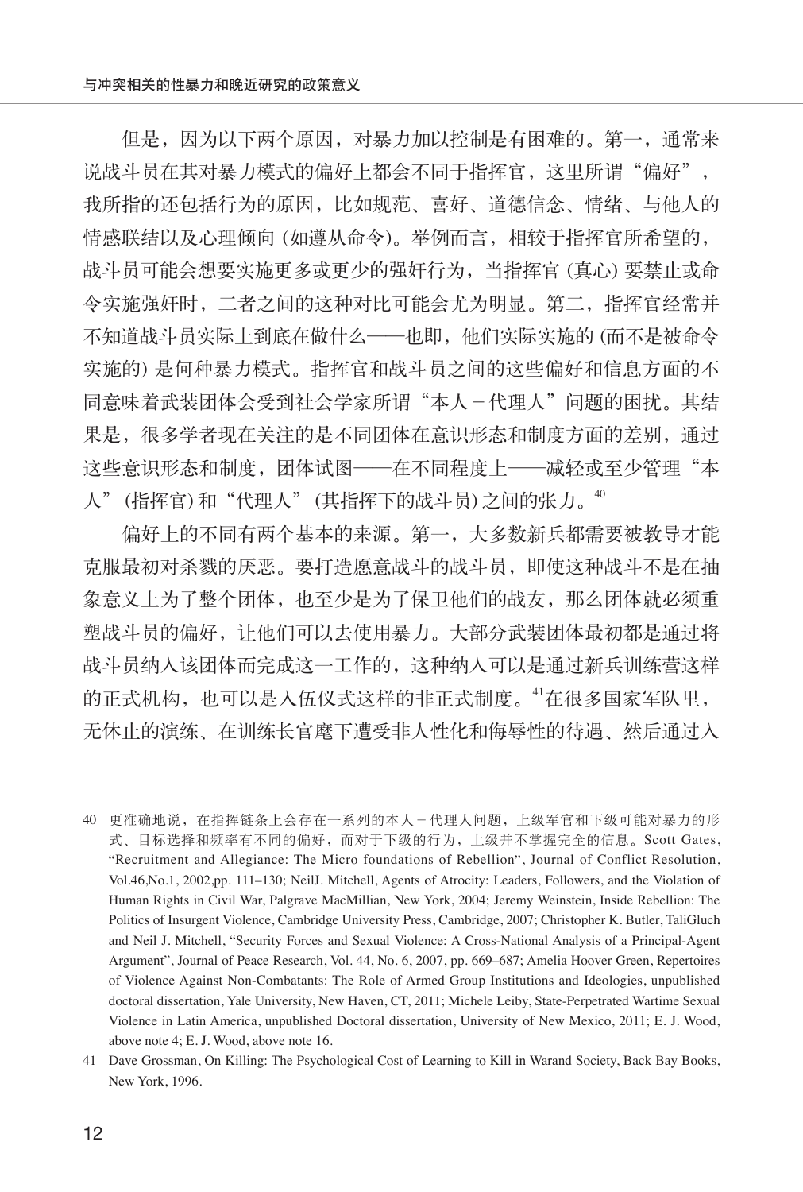但是，因为以下两个原因，对暴力加以控制是有困难的。第一，通常来说战斗员在其对暴力模式的偏好上都会不同于指挥官，这里所谓“偏好”，我所指的还包括行为的原因，比如规范、喜好、道德信念、情绪、与他人的情感联结以及心理倾向 (如遵从命令)。举例而言，相较于指挥官所希望的，战斗员可能会想要实施更多或更少的强奸行为，当指挥官 (真心) 要禁止或命令实施强奸时，二者之间的这种对比可能会尤为明显。第二，指挥官经常并不知道战斗员实际上到底在做什么——也即，他们实际实施的 (而不是被命令实施的) 是何种暴力模式。指挥官和战斗员之间的这些偏好和信息方面的不同意味着武装团体会受到社会学家所谓“本人－代理人”问题的困扰。其结果是，很多学者现在关注的是不同团体在意识形态和制度方面的差别，通过这些意识形态和制度，团体试图——在不同程度上——减轻或至少管理“本人” (指挥官) 和“代理人” (其指挥下的战斗员) 之间的张力。[40]

偏好上的不同有两个基本的来源。第一，大多数新兵都需要被教导才能克服最初对杀戮的厌恶。要打造愿意战斗的战斗员，即使这种战斗不是在抽象意义上为了整个团体，也至少是为了保卫他们的战友，那么团体就必须重塑战斗员的偏好，让他们可以去使用暴力。大部分武装团体最初都是通过将战斗员纳入该团体而完成这一工作的，这种纳入可以是通过新兵训练营这样的正式机构，也可以是入伍仪式这样的非正式制度。[41]在很多国家军队里，无休止的演练、在训练长官麾下遭受非人性化和侮辱性的待遇、然后通过入

---

40 更准确地说，在指挥链条上会存在一系列的本人－代理人问题，上级军官和下级可能对暴力的形式、目标选择和频率有不同的偏好，而对于下级的行为，上级并不掌握完全的信息。Scott Gates, “Recruitment and Allegiance: The Micro foundations of Rebellion”, Journal of Conflict Resolution, Vol.46,No.1, 2002,pp. 111–130; NeilJ. Mitchell, Agents of Atrocity: Leaders, Followers, and the Violation of Human Rights in Civil War, Palgrave MacMillian, New York, 2004; Jeremy Weinstein, Inside Rebellion: The Politics of Insurgent Violence, Cambridge University Press, Cambridge, 2007; Christopher K. Butler, TaliGluch and Neil J. Mitchell, “Security Forces and Sexual Violence: A Cross-National Analysis of a Principal-Agent Argument”, Journal of Peace Research, Vol. 44, No. 6, 2007, pp. 669–687; Amelia Hoover Green, Repertoires of Violence Against Non-Combatants: The Role of Armed Group Institutions and Ideologies, unpublished doctoral dissertation, Yale University, New Haven, CT, 2011; Michele Leiby, State-Perpetrated Wartime Sexual Violence in Latin America, unpublished Doctoral dissertation, University of New Mexico, 2011; E. J. Wood, above note 4; E. J. Wood, above note 16.

41 Dave Grossman, On Killing: The Psychological Cost of Learning to Kill in Warand Society, Back Bay Books, New York, 1996.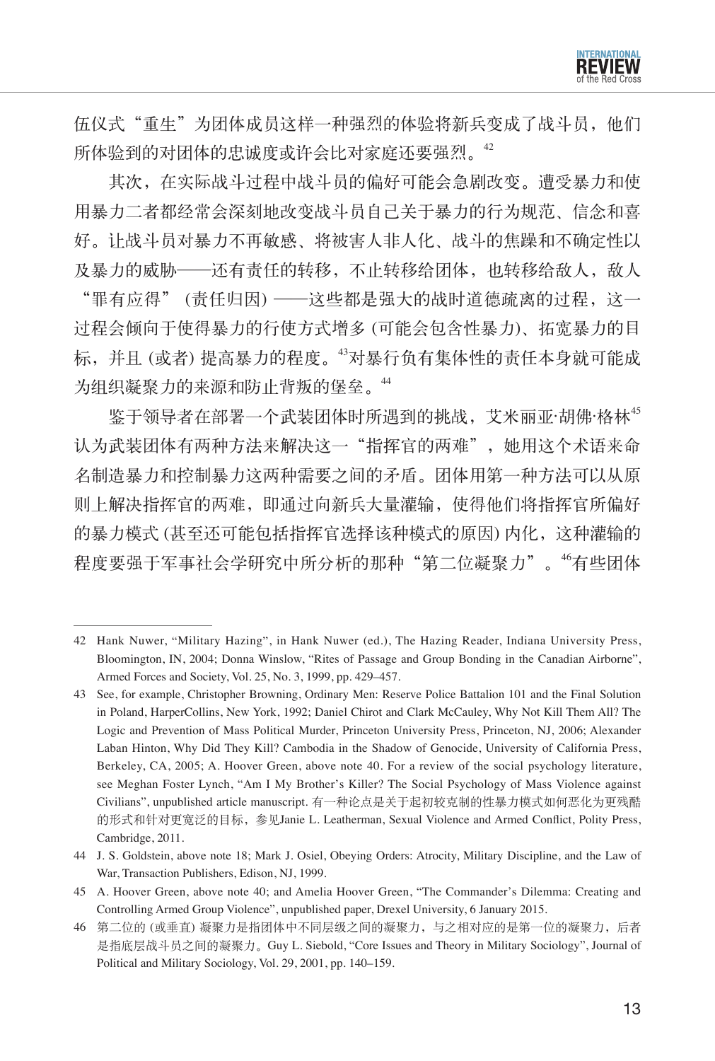伍仪式"重生"为团体成员这样一种强烈的体验将新兵变成了战斗员，他们所体验到的对团体的忠诚度或许会比对家庭还要强烈。[42]

其次，在实际战斗过程中战斗员的偏好可能会急剧改变。遭受暴力和使用暴力二者都经常会深刻地改变战斗员自己关于暴力的行为规范、信念和喜好。让战斗员对暴力不再敏感、将被害人非人化、战斗的焦躁和不确定性以及暴力的威胁——还有责任的转移，不止转移给团体，也转移给敌人，敌人"罪有应得"(责任归因)——这些都是强大的战时道德疏离的过程，这一过程会倾向于使得暴力的行使方式增多 (可能会包含性暴力)、拓宽暴力的目标，并且 (或者) 提高暴力的程度。[43]对暴行负有集体性的责任本身就可能成为组织凝聚力的来源和防止背叛的堡垒。[44]

鉴于领导者在部署一个武装团体时所遇到的挑战，艾米丽亚·胡佛·格林[45]认为武装团体有两种方法来解决这一"指挥官的两难"，她用这个术语来命名制造暴力和控制暴力这两种需要之间的矛盾。团体用第一种方法可以从原则上解决指挥官的两难，即通过向新兵大量灌输，使得他们将指挥官所偏好的暴力模式 (甚至还可能包括指挥官选择该种模式的原因) 内化，这种灌输的程度要强于军事社会学研究中所分析的那种"第二位凝聚力"。[46]有些团体

---

42 Hank Nuwer, "Military Hazing", in Hank Nuwer (ed.), The Hazing Reader, Indiana University Press, Bloomington, IN, 2004; Donna Winslow, "Rites of Passage and Group Bonding in the Canadian Airborne", Armed Forces and Society, Vol. 25, No. 3, 1999, pp. 429–457.

43 See, for example, Christopher Browning, Ordinary Men: Reserve Police Battalion 101 and the Final Solution in Poland, HarperCollins, New York, 1992; Daniel Chirot and Clark McCauley, Why Not Kill Them All? The Logic and Prevention of Mass Political Murder, Princeton University Press, Princeton, NJ, 2006; Alexander Laban Hinton, Why Did They Kill? Cambodia in the Shadow of Genocide, University of California Press, Berkeley, CA, 2005; A. Hoover Green, above note 40. For a review of the social psychology literature, see Meghan Foster Lynch, "Am I My Brother's Killer? The Social Psychology of Mass Violence against Civilians", unpublished article manuscript. 有一种论点是关于起初较克制的性暴力模式如何恶化为更残酷的形式和针对更宽泛的目标，参见Janie L. Leatherman, Sexual Violence and Armed Conflict, Polity Press, Cambridge, 2011.

44 J. S. Goldstein, above note 18; Mark J. Osiel, Obeying Orders: Atrocity, Military Discipline, and the Law of War, Transaction Publishers, Edison, NJ, 1999.

45 A. Hoover Green, above note 40; and Amelia Hoover Green, "The Commander's Dilemma: Creating and Controlling Armed Group Violence", unpublished paper, Drexel University, 6 January 2015.

46 第二位的 (或垂直) 凝聚力是指团体中不同层级之间的凝聚力，与之相对应的是第一位的凝聚力，后者是指底层战斗员之间的凝聚力。Guy L. Siebold, "Core Issues and Theory in Military Sociology", Journal of Political and Military Sociology, Vol. 29, 2001, pp. 140–159.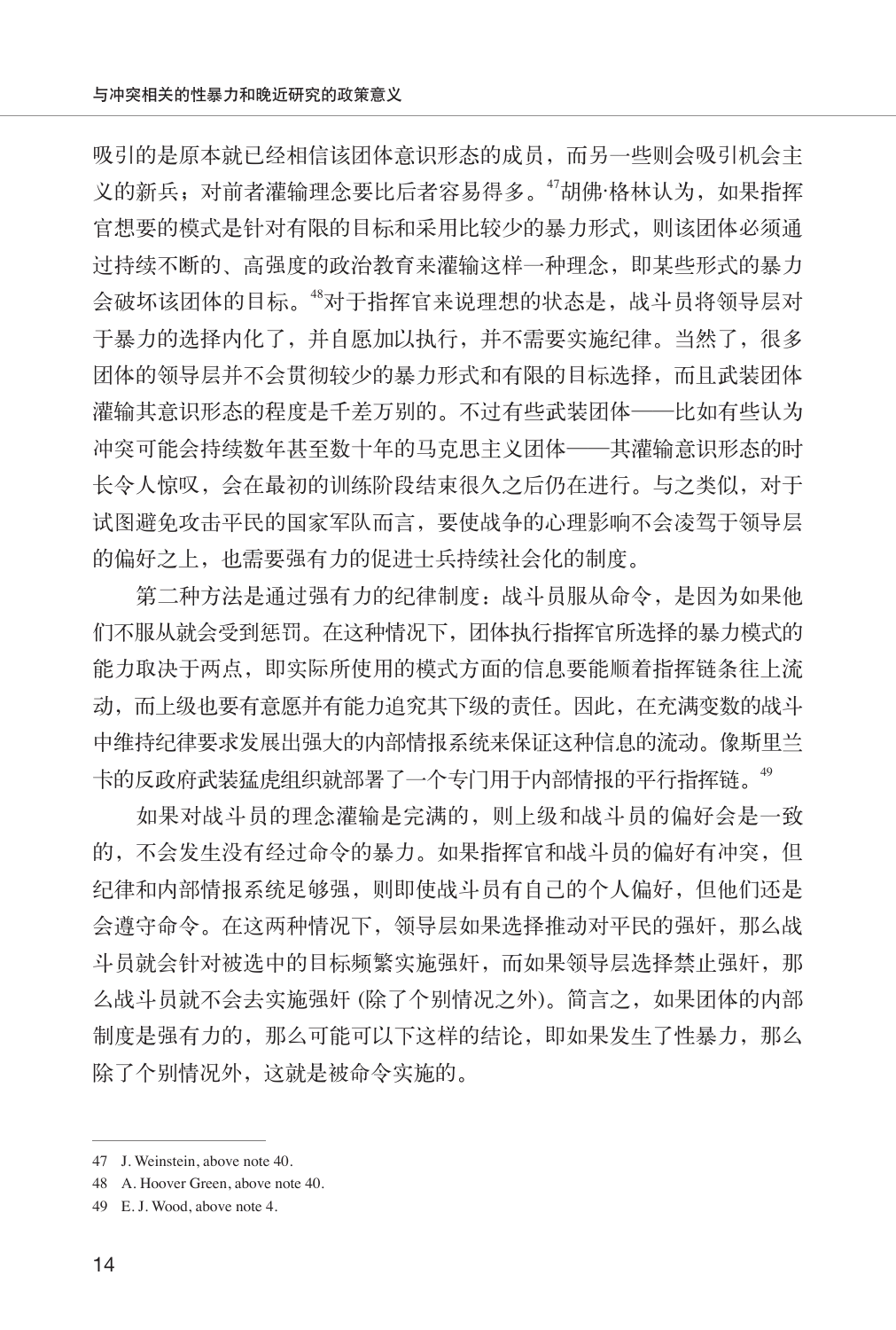吸引的是原本就已经相信该团体意识形态的成员，而另一些则会吸引机会主义的新兵；对前者灌输理念要比后者容易得多。[47]胡佛·格林认为，如果指挥官想要的模式是针对有限的目标和采用比较少的暴力形式，则该团体必须通过持续不断的、高强度的政治教育来灌输这样一种理念，即某些形式的暴力会破坏该团体的目标。[48]对于指挥官来说理想的状态是，战斗员将领导层对于暴力的选择内化了，并自愿加以执行，并不需要实施纪律。当然了，很多团体的领导层并不会贯彻较少的暴力形式和有限的目标选择，而且武装团体灌输其意识形态的程度是千差万别的。不过有些武装团体——比如有些认为冲突可能会持续数年甚至数十年的马克思主义团体——其灌输意识形态的时长令人惊叹，会在最初的训练阶段结束很久之后仍在进行。与之类似，对于试图避免攻击平民的国家军队而言，要使战争的心理影响不会凌驾于领导层的偏好之上，也需要强有力的促进士兵持续社会化的制度。

第二种方法是通过强有力的纪律制度：战斗员服从命令，是因为如果他们不服从就会受到惩罚。在这种情况下，团体执行指挥官所选择的暴力模式的能力取决于两点，即实际所使用的模式方面的信息要能顺着指挥链条往上流动，而上级也要有意愿并有能力追究其下级的责任。因此，在充满变数的战斗中维持纪律要求发展出强大的内部情报系统来保证这种信息的流动。像斯里兰卡的反政府武装猛虎组织就部署了一个专门用于内部情报的平行指挥链。[49]

如果对战斗员的理念灌输是完满的，则上级和战斗员的偏好会是一致的，不会发生没有经过命令的暴力。如果指挥官和战斗员的偏好有冲突，但纪律和内部情报系统足够强，则即使战斗员有自己的个人偏好，但他们还是会遵守命令。在这两种情况下，领导层如果选择推动对平民的强奸，那么战斗员就会针对被选中的目标频繁实施强奸，而如果领导层选择禁止强奸，那么战斗员就不会去实施强奸 (除了个别情况之外)。简言之，如果团体的内部制度是强有力的，那么可能可以下这样的结论，即如果发生了性暴力，那么除了个别情况外，这就是被命令实施的。

---

47 J. Weinstein, above note 40.

48 A. Hoover Green, above note 40.

49 E. J. Wood, above note 4.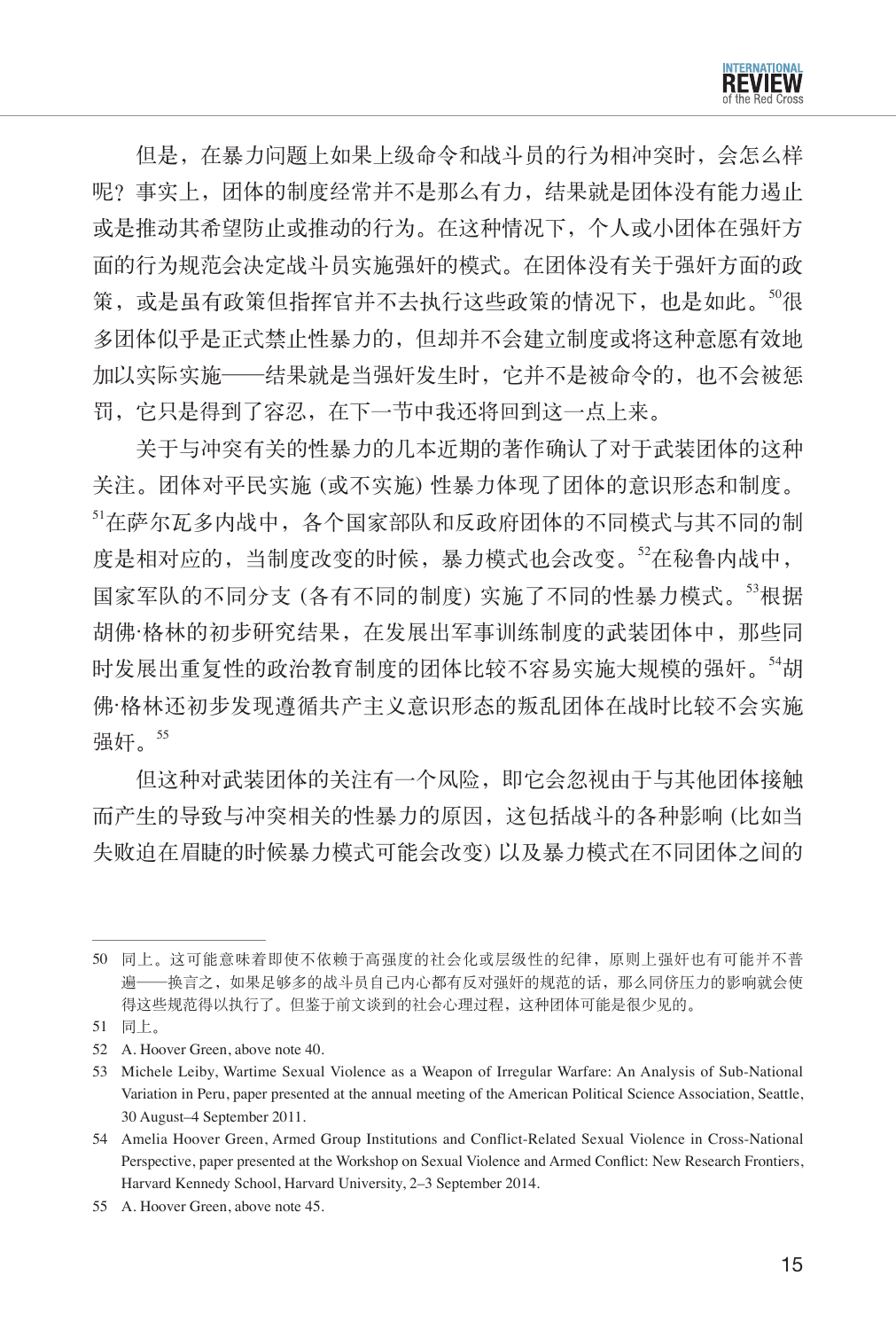但是，在暴力问题上如果上级命令和战斗员的行为相冲突时，会怎么样呢？事实上，团体的制度经常并不是那么有力，结果就是团体没有能力遏止或是推动其希望防止或推动的行为。在这种情况下，个人或小团体在强奸方面的行为规范会决定战斗员实施强奸的模式。在团体没有关于强奸方面的政策，或是虽有政策但指挥官并不去执行这些政策的情况下，也是如此。[50]很多团体似乎是正式禁止性暴力的，但却并不会建立制度或将这种意愿有效地加以实际实施——结果就是当强奸发生时，它并不是被命令的，也不会被惩罚，它只是得到了容忍，在下一节中我还将回到这一点上来。

关于与冲突有关的性暴力的几本近期的著作确认了对于武装团体的这种关注。团体对平民实施 (或不实施) 性暴力体现了团体的意识形态和制度。[51]在萨尔瓦多内战中，各个国家部队和反政府团体的不同模式与其不同的制度是相对应的，当制度改变的时候，暴力模式也会改变。[52]在秘鲁内战中，国家军队的不同分支 (各有不同的制度) 实施了不同的性暴力模式。[53]根据胡佛·格林的初步研究结果，在发展出军事训练制度的武装团体中，那些同时发展出重复性的政治教育制度的团体比较不容易实施大规模的强奸。[54]胡佛·格林还初步发现遵循共产主义意识形态的叛乱团体在战时比较不会实施强奸。[55]

但这种对武装团体的关注有一个风险，即它会忽视由于与其他团体接触而产生的导致与冲突相关的性暴力的原因，这包括战斗的各种影响 (比如当失败迫在眉睫的时候暴力模式可能会改变) 以及暴力模式在不同团体之间的

---

50 同上。这可能意味着即使不依赖于高强度的社会化或层级性的纪律，原则上强奸也有可能并不普遍——换言之，如果足够多的战斗员自己内心都有反对强奸的规范的话，那么同侪压力的影响就会使得这些规范得以执行了。但鉴于前文谈到的社会心理过程，这种团体可能是很少见的。

51 同上。

52 A. Hoover Green, above note 40.

53 Michele Leiby, Wartime Sexual Violence as a Weapon of Irregular Warfare: An Analysis of Sub-National Variation in Peru, paper presented at the annual meeting of the American Political Science Association, Seattle, 30 August–4 September 2011.

54 Amelia Hoover Green, Armed Group Institutions and Conflict-Related Sexual Violence in Cross-National Perspective, paper presented at the Workshop on Sexual Violence and Armed Conflict: New Research Frontiers, Harvard Kennedy School, Harvard University, 2–3 September 2014.

55 A. Hoover Green, above note 45.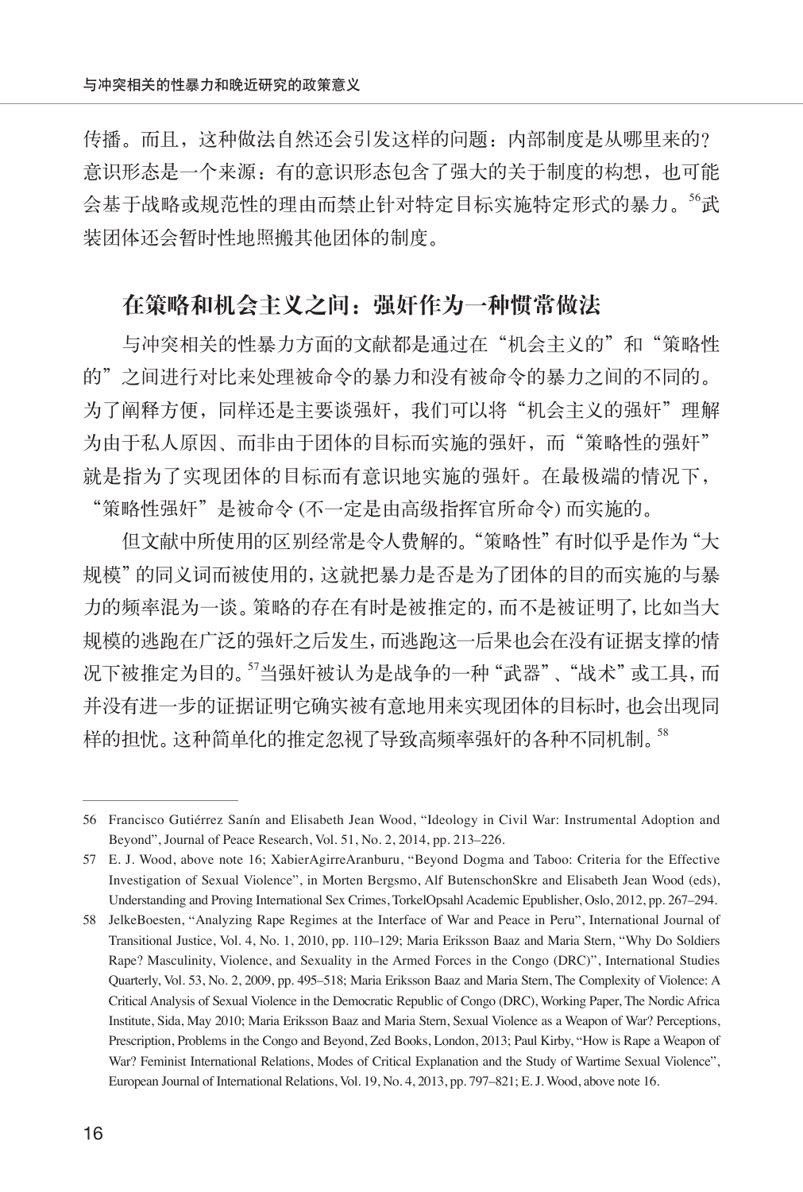传播。而且，这种做法自然还会引发这样的问题：内部制度是从哪里来的？意识形态是一个来源：有的意识形态包含了强大的关于制度的构想，也可能会基于战略或规范性的理由而禁止针对特定目标实施特定形式的暴力。[56]武装团体还会暂时性地照搬其他团体的制度。

## 在策略和机会主义之间：强奸作为一种惯常做法

与冲突相关的性暴力方面的文献都是通过在“机会主义的”和“策略性的”之间进行对比来处理被命令的暴力和没有被命令的暴力之间的不同的。为了阐释方便，同样还是主要谈强奸，我们可以将“机会主义的强奸”理解为由于私人原因、而非由于团体的目标而实施的强奸，而“策略性的强奸”就是指为了实现团体的目标而有意识地实施的强奸。在最极端的情况下，“策略性强奸”是被命令(不一定是由高级指挥官所命令)而实施的。

但文献中所使用的区别经常是令人费解的。“策略性”有时似乎是作为“大规模”的同义词而被使用的，这就把暴力是否是为了团体的目的而实施的与暴力的频率混为一谈。策略的存在有时是被推定的，而不是被证明了，比如当大规模的逃跑在广泛的强奸之后发生，而逃跑这一后果也会在没有证据支撑的情况下被推定为目的。[57]当强奸被认为是战争的一种“武器”、“战术”或工具，而并没有进一步的证据证明它确实被有意地用来实现团体的目标时，也会出现同样的担忧。这种简单化的推定忽视了导致高频率强奸的各种不同机制。[58]

---

56 Francisco Gutiérrez Sanín and Elisabeth Jean Wood, “Ideology in Civil War: Instrumental Adoption and Beyond”, Journal of Peace Research, Vol. 51, No. 2, 2014, pp. 213–226.

57 E. J. Wood, above note 16; XabierAgirreAranburu, “Beyond Dogma and Taboo: Criteria for the Effective Investigation of Sexual Violence”, in Morten Bergsmo, Alf ButenschonSkre and Elisabeth Jean Wood (eds), Understanding and Proving International Sex Crimes, TorkelOpsahl Academic Epublisher, Oslo, 2012, pp. 267–294.

58 JelkeBoesten, “Analyzing Rape Regimes at the Interface of War and Peace in Peru”, International Journal of Transitional Justice, Vol. 4, No. 1, 2010, pp. 110–129; Maria Eriksson Baaz and Maria Stern, “Why Do Soldiers Rape? Masculinity, Violence, and Sexuality in the Armed Forces in the Congo (DRC)”, International Studies Quarterly, Vol. 53, No. 2, 2009, pp. 495–518; Maria Eriksson Baaz and Maria Stern, The Complexity of Violence: A Critical Analysis of Sexual Violence in the Democratic Republic of Congo (DRC), Working Paper, The Nordic Africa Institute, Sida, May 2010; Maria Eriksson Baaz and Maria Stern, Sexual Violence as a Weapon of War? Perceptions, Prescription, Problems in the Congo and Beyond, Zed Books, London, 2013; Paul Kirby, “How is Rape a Weapon of War? Feminist International Relations, Modes of Critical Explanation and the Study of Wartime Sexual Violence”, European Journal of International Relations, Vol. 19, No. 4, 2013, pp. 797–821; E. J. Wood, above note 16.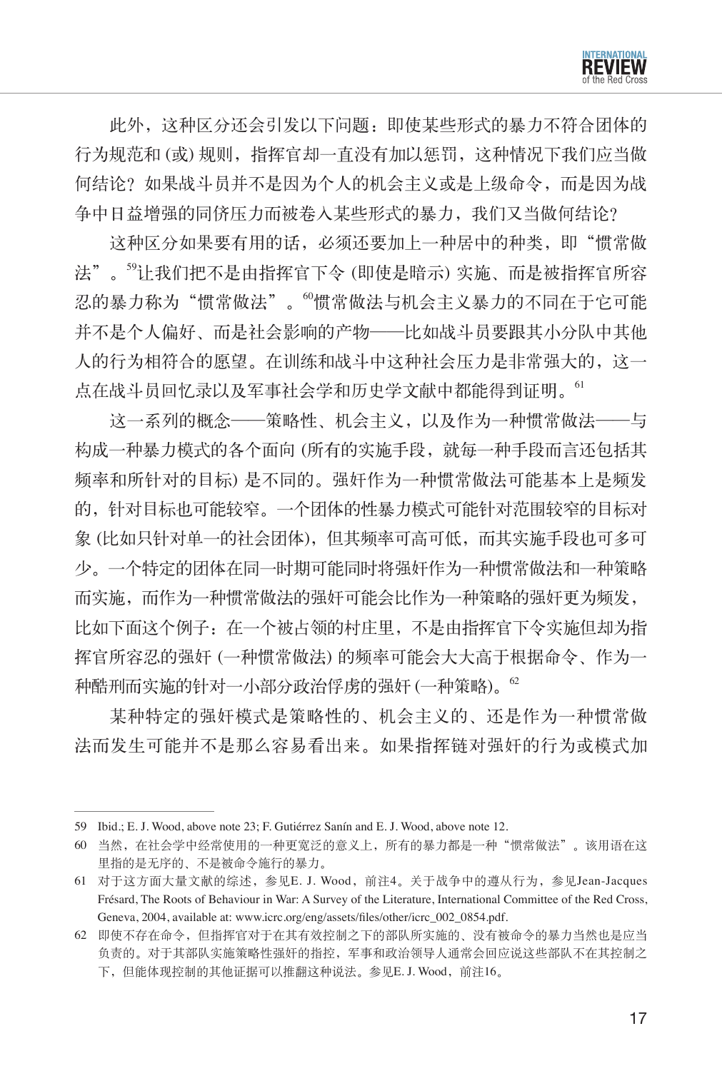此外，这种区分还会引发以下问题：即使某些形式的暴力不符合团体的行为规范和 (或) 规则，指挥官却一直没有加以惩罚，这种情况下我们应当做何结论？如果战斗员并不是因为个人的机会主义或是上级命令，而是因为战争中日益增强的同侪压力而被卷入某些形式的暴力，我们又当做何结论？

这种区分如果要有用的话，必须还要加上一种居中的种类，即“惯常做法”。[59]让我们把不是由指挥官下令 (即使是暗示) 实施、而是被指挥官所容忍的暴力称为“惯常做法”。[60]惯常做法与机会主义暴力的不同在于它可能并不是个人偏好、而是社会影响的产物——比如战斗员要跟其小分队中其他人的行为相符合的愿望。在训练和战斗中这种社会压力是非常强大的，这一点在战斗员回忆录以及军事社会学和历史学文献中都能得到证明。[61]

这一系列的概念——策略性、机会主义，以及作为一种惯常做法——与构成一种暴力模式的各个面向 (所有的实施手段，就每一种手段而言还包括其频率和所针对的目标) 是不同的。强奸作为一种惯常做法可能基本上是频发的，针对目标也可能较窄。一个团体的性暴力模式可能针对范围较窄的目标对象 (比如只针对单一的社会团体)，但其频率可高可低，而其实施手段也可多可少。一个特定的团体在同一时期可能同时将强奸作为一种惯常做法和一种策略而实施，而作为一种惯常做法的强奸可能会比作为一种策略的强奸更为频发，比如下面这个例子：在一个被占领的村庄里，不是由指挥官下令实施但却为指挥官所容忍的强奸 (一种惯常做法) 的频率可能会大大高于根据命令、作为一种酷刑而实施的针对一小部分政治俘虏的强奸 (一种策略)。[62]

某种特定的强奸模式是策略性的、机会主义的、还是作为一种惯常做法而发生可能并不是那么容易看出来。如果指挥链对强奸的行为或模式加

---

59 Ibid.; E. J. Wood, above note 23; F. Gutiérrez Sanín and E. J. Wood, above note 12.

60 当然，在社会学中经常使用的一种更宽泛的意义上，所有的暴力都是一种“惯常做法”。该用语在这里指的是无序的、不是被命令施行的暴力。

61 对于这方面大量文献的综述，参见E. J. Wood，前注4。关于战争中的遵从行为，参见Jean-Jacques Frésard, The Roots of Behaviour in War: A Survey of the Literature, International Committee of the Red Cross, Geneva, 2004, available at: www.icrc.org/eng/assets/files/other/icrc_002_0854.pdf.

62 即使不存在命令，但指挥官对于在其有效控制之下的部队所实施的、没有被命令的暴力当然也是应当负责的。对于其部队实施策略性强奸的指控，军事和政治领导人通常会回应说这些部队不在其控制之下，但能体现控制的其他证据可以推翻这种说法。参见E. J. Wood，前注16。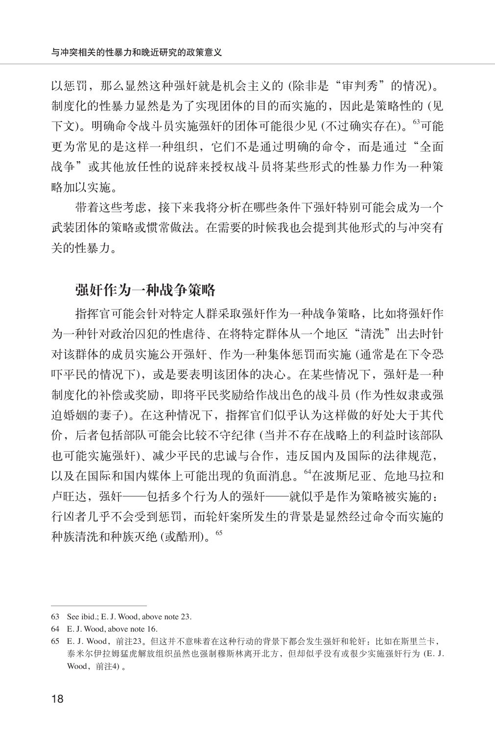以惩罚，那么显然这种强奸就是机会主义的 (除非是“审判秀”的情况)。制度化的性暴力显然是为了实现团体的目的而实施的，因此是策略性的 (见下文)。明确命令战斗员实施强奸的团体可能很少见 (不过确实存在)。[63]可能更为常见的是这样一种组织，它们不是通过明确的命令，而是通过“全面战争”或其他放任性的说辞来授权战斗员将某些形式的性暴力作为一种策略加以实施。

带着这些考虑，接下来我将分析在哪些条件下强奸特别可能会成为一个武装团体的策略或惯常做法。在需要的时候我也会提到其他形式的与冲突有关的性暴力。

## 强奸作为一种战争策略

指挥官可能会针对特定人群采取强奸作为一种战争策略，比如将强奸作为一种针对政治囚犯的性虐待、在将特定群体从一个地区“清洗”出去时针对该群体的成员实施公开强奸、作为一种集体惩罚而实施 (通常是在下令恐吓平民的情况下)，或是要表明该团体的决心。在某些情况下，强奸是一种制度化的补偿或奖励，即将平民奖励给作战出色的战斗员 (作为性奴隶或强迫婚姻的妻子)。在这种情况下，指挥官们似乎认为这样做的好处大于其代价，后者包括部队可能会比较不守纪律 (当并不存在战略上的利益时该部队也可能实施强奸)、减少平民的忠诚与合作，违反国内及国际的法律规范，以及在国际和国内媒体上可能出现的负面消息。[64]在波斯尼亚、危地马拉和卢旺达，强奸——包括多个行为人的强奸——就似乎是作为策略被实施的：行凶者几乎不会受到惩罚，而轮奸案所发生的背景是显然经过命令而实施的种族清洗和种族灭绝 (或酷刑)。[65]

---

63 See ibid.; E. J. Wood, above note 23.

64 E. J. Wood, above note 16.

65 E. J. Wood，前注23。但这并不意味着在这种行动的背景下都会发生强奸和轮奸：比如在斯里兰卡，泰米尔伊拉姆猛虎解放组织虽然也强制穆斯林离开北方，但却似乎没有或很少实施强奸行为 (E. J. Wood，前注4) 。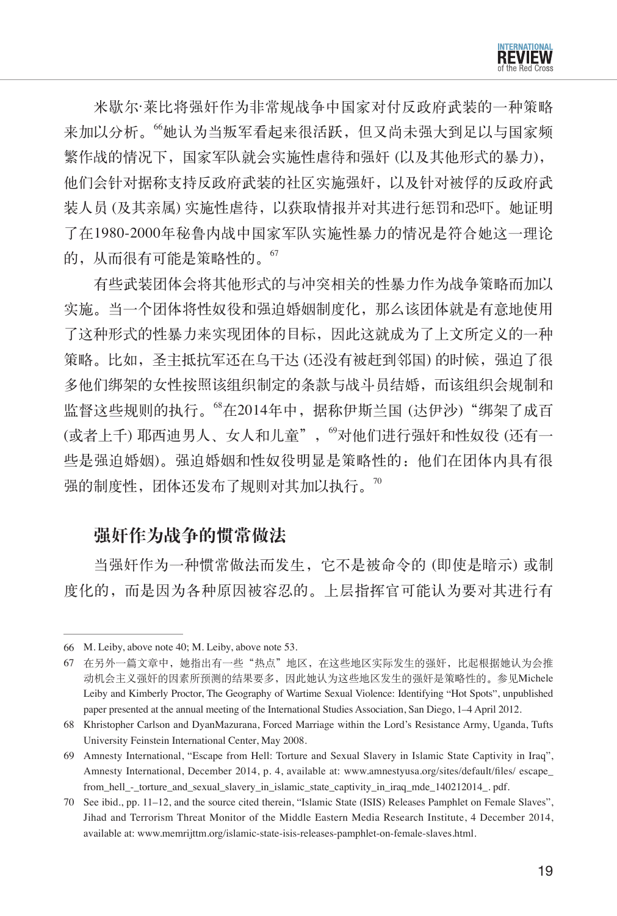米歇尔·莱比将强奸作为非常规战争中国家对付反政府武装的一种策略来加以分析。[66]她认为当叛军看起来很活跃，但又尚未强大到足以与国家频繁作战的情况下，国家军队就会实施性虐待和强奸 (以及其他形式的暴力)，他们会针对据称支持反政府武装的社区实施强奸，以及针对被俘的反政府武装人员 (及其亲属) 实施性虐待，以获取情报并对其进行惩罚和恐吓。她证明了在1980-2000年秘鲁内战中国家军队实施性暴力的情况是符合她这一理论的，从而很有可能是策略性的。[67]

有些武装团体会将其他形式的与冲突相关的性暴力作为战争策略而加以实施。当一个团体将性奴役和强迫婚姻制度化，那么该团体就是有意地使用了这种形式的性暴力来实现团体的目标，因此这就成为了上文所定义的一种策略。比如，圣主抵抗军还在乌干达 (还没有被赶到邻国) 的时候，强迫了很多他们绑架的女性按照该组织制定的条款与战斗员结婚，而该组织会规制和监督这些规则的执行。[68]在2014年中，据称伊斯兰国 (达伊沙)“绑架了成百 (或者上千) 耶西迪男人、女人和儿童”，[69]对他们进行强奸和性奴役 (还有一些是强迫婚姻)。强迫婚姻和性奴役明显是策略性的：他们在团体内具有很强的制度性，团体还发布了规则对其加以执行。[70]

## 强奸作为战争的惯常做法

当强奸作为一种惯常做法而发生，它不是被命令的 (即使是暗示) 或制度化的，而是因为各种原因被容忍的。上层指挥官可能认为要对其进行有

---

66 M. Leiby, above note 40; M. Leiby, above note 53.

67 在另外一篇文章中，她指出有一些“热点”地区，在这些地区实际发生的强奸，比起根据她认为会推动机会主义强奸的因素所预测的结果要多，因此她认为这些地区发生的强奸是策略性的。参见Michele Leiby and Kimberly Proctor, The Geography of Wartime Sexual Violence: Identifying “Hot Spots”, unpublished paper presented at the annual meeting of the International Studies Association, San Diego, 1–4 April 2012.

68 Khristopher Carlson and DyanMazurana, Forced Marriage within the Lord’s Resistance Army, Uganda, Tufts University Feinstein International Center, May 2008.

69 Amnesty International, “Escape from Hell: Torture and Sexual Slavery in Islamic State Captivity in Iraq”, Amnesty International, December 2014, p. 4, available at: www.amnestyusa.org/sites/default/files/ escape_from_hell_-_torture_and_sexual_slavery_in_islamic_state_captivity_in_iraq_mde_140212014_. pdf.

70 See ibid., pp. 11–12, and the source cited therein, “Islamic State (ISIS) Releases Pamphlet on Female Slaves”, Jihad and Terrorism Threat Monitor of the Middle Eastern Media Research Institute, 4 December 2014, available at: www.memrijttm.org/islamic-state-isis-releases-pamphlet-on-female-slaves.html.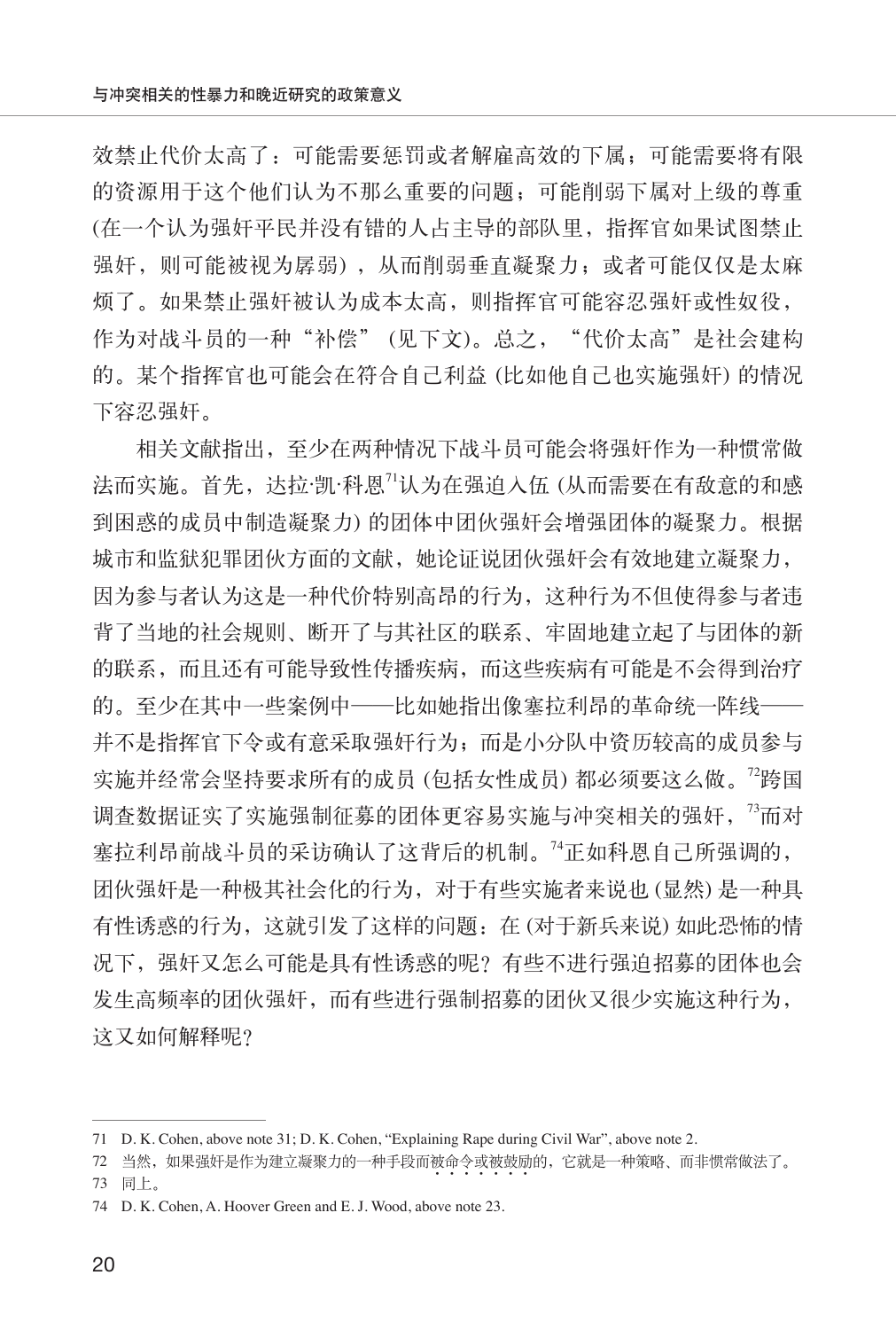效禁止代价太高了：可能需要惩罚或者解雇高效的下属；可能需要将有限的资源用于这个他们认为不那么重要的问题；可能削弱下属对上级的尊重(在一个认为强奸平民并没有错的人占主导的部队里，指挥官如果试图禁止强奸，则可能被视为孱弱)，从而削弱垂直凝聚力；或者可能仅仅是太麻烦了。如果禁止强奸被认为成本太高，则指挥官可能容忍强奸或性奴役，作为对战斗员的一种"补偿"(见下文)。总之，"代价太高"是社会建构的。某个指挥官也可能会在符合自己利益(比如他自己也实施强奸)的情况下容忍强奸。

相关文献指出，至少在两种情况下战斗员可能会将强奸作为一种惯常做法而实施。首先，达拉·凯·科恩[71]认为在强迫入伍(从而需要在有敌意的和感到困惑的成员中制造凝聚力)的团体中团伙强奸会增强团体的凝聚力。根据城市和监狱犯罪团伙方面的文献，她论证说团伙强奸会有效地建立凝聚力，因为参与者认为这是一种代价特别高昂的行为，这种行为不但使得参与者违背了当地的社会规则、断开了与其社区的联系、牢固地建立起了与团体的新的联系，而且还有可能导致性传播疾病，而这些疾病有可能是不会得到治疗的。至少在其中一些案例中——比如她指出像塞拉利昂的革命统一阵线——并不是指挥官下令或有意采取强奸行为；而是小分队中资历较高的成员参与实施并经常会坚持要求所有的成员(包括女性成员)都必须要这么做。[72]跨国调查数据证实了实施强制征募的团体更容易实施与冲突相关的强奸，[73]而对塞拉利昂前战斗员的采访确认了这背后的机制。[74]正如科恩自己所强调的，团伙强奸是一种极其社会化的行为，对于有些实施者来说也(显然)是一种具有性诱惑的行为，这就引发了这样的问题：在(对于新兵来说)如此恐怖的情况下，强奸又怎么可能是具有性诱惑的呢？有些不进行强迫招募的团体也会发生高频率的团伙强奸，而有些进行强制招募的团伙又很少实施这种行为，这又如何解释呢？

---

71 D. K. Cohen, above note 31; D. K. Cohen, "Explaining Rape during Civil War", above note 2.

72 当然，如果强奸是作为建立凝聚力的一种手段而被命令或被鼓励的，它就是一种策略、而非惯常做法了。

73 同上。

74 D. K. Cohen, A. Hoover Green and E. J. Wood, above note 23.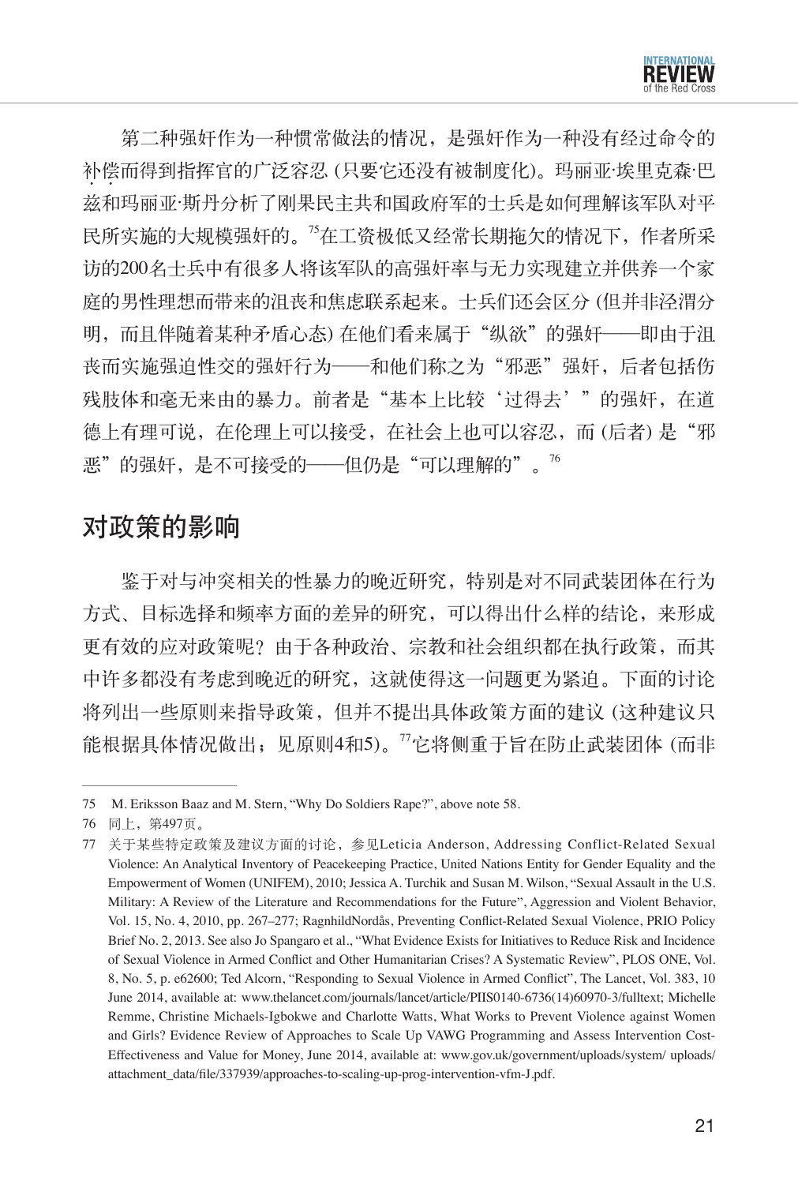第二种强奸作为一种惯常做法的情况，是强奸作为一种没有经过命令的补偿而得到指挥官的广泛容忍 (只要它还没有被制度化)。玛丽亚·埃里克森·巴兹和玛丽亚·斯丹分析了刚果民主共和国政府军的士兵是如何理解该军队对平民所实施的大规模强奸的。[75]在工资极低又经常长期拖欠的情况下，作者所采访的200名士兵中有很多人将该军队的高强奸率与无力实现建立并供养一个家庭的男性理想而带来的沮丧和焦虑联系起来。士兵们还会区分 (但并非泾渭分明，而且伴随着某种矛盾心态) 在他们看来属于"纵欲"的强奸——即由于沮丧而实施强迫性交的强奸行为——和他们称之为"邪恶"强奸，后者包括伤残肢体和毫无来由的暴力。前者是"基本上比较'过得去'"的强奸，在道德上有理可说，在伦理上可以接受，在社会上也可以容忍，而 (后者) 是"邪恶"的强奸，是不可接受的——但仍是"可以理解的"。[76]

## 对政策的影响

鉴于对与冲突相关的性暴力的晚近研究，特别是对不同武装团体在行为方式、目标选择和频率方面的差异的研究，可以得出什么样的结论，来形成更有效的应对政策呢？由于各种政治、宗教和社会组织都在执行政策，而其中许多都没有考虑到晚近的研究，这就使得这一问题更为紧迫。下面的讨论将列出一些原则来指导政策，但并不提出具体政策方面的建议 (这种建议只能根据具体情况做出；见原则4和5)。[77]它将侧重于旨在防止武装团体 (而非

---

75 M. Eriksson Baaz and M. Stern, "Why Do Soldiers Rape?", above note 58.

76 同上，第497页。

77 关于某些特定政策及建议方面的讨论，参见Leticia Anderson, Addressing Conflict-Related Sexual Violence: An Analytical Inventory of Peacekeeping Practice, United Nations Entity for Gender Equality and the Empowerment of Women (UNIFEM), 2010; Jessica A. Turchik and Susan M. Wilson, "Sexual Assault in the U.S. Military: A Review of the Literature and Recommendations for the Future", Aggression and Violent Behavior, Vol. 15, No. 4, 2010, pp. 267–277; RagnhildNordås, Preventing Conflict-Related Sexual Violence, PRIO Policy Brief No. 2, 2013. See also Jo Spangaro et al., "What Evidence Exists for Initiatives to Reduce Risk and Incidence of Sexual Violence in Armed Conflict and Other Humanitarian Crises? A Systematic Review", PLOS ONE, Vol. 8, No. 5, p. e62600; Ted Alcorn, "Responding to Sexual Violence in Armed Conflict", The Lancet, Vol. 383, 10 June 2014, available at: www.thelancet.com/journals/lancet/article/PIIS0140-6736(14)60970-3/fulltext; Michelle Remme, Christine Michaels-Igbokwe and Charlotte Watts, What Works to Prevent Violence against Women and Girls? Evidence Review of Approaches to Scale Up VAWG Programming and Assess Intervention Cost-Effectiveness and Value for Money, June 2014, available at: www.gov.uk/government/uploads/system/ uploads/attachment_data/file/337939/approaches-to-scaling-up-prog-intervention-vfm-J.pdf.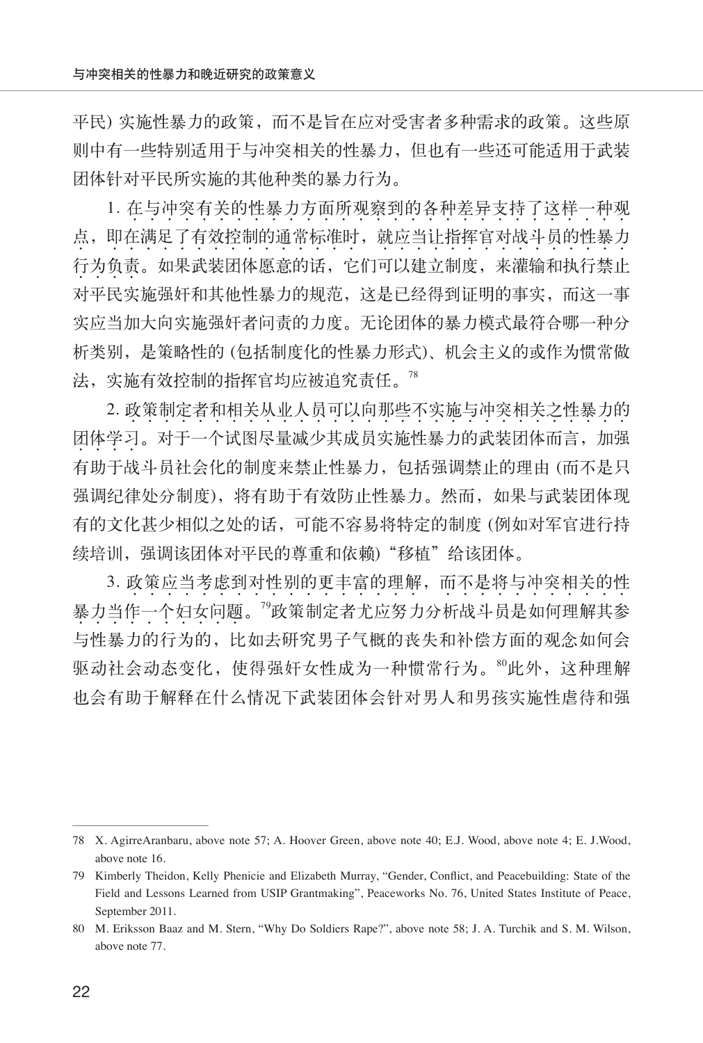平民) 实施性暴力的政策，而不是旨在应对受害者多种需求的政策。这些原则中有一些特别适用于与冲突相关的性暴力，但也有一些还可能适用于武装团体针对平民所实施的其他种类的暴力行为。

1. 在与冲突有关的性暴力方面所观察到的各种差异支持了这样一种观点，即在满足了有效控制的通常标准时，就应当让指挥官对战斗员的性暴力行为负责。如果武装团体愿意的话，它们可以建立制度，来灌输和执行禁止对平民实施强奸和其他性暴力的规范，这是已经得到证明的事实，而这一事实应当加大向实施强奸者问责的力度。无论团体的暴力模式最符合哪一种分析类别，是策略性的 (包括制度化的性暴力形式)、机会主义的或作为惯常做法，实施有效控制的指挥官均应被追究责任。[78]

2. 政策制定者和相关从业人员可以向那些不实施与冲突相关之性暴力的团体学习。对于一个试图尽量减少其成员实施性暴力的武装团体而言，加强有助于战斗员社会化的制度来禁止性暴力，包括强调禁止的理由 (而不是只强调纪律处分制度)，将有助于有效防止性暴力。然而，如果与武装团体现有的文化甚少相似之处的话，可能不容易将特定的制度 (例如对军官进行持续培训，强调该团体对平民的尊重和依赖)“移植”给该团体。

3. 政策应当考虑到对性别的更丰富的理解，而不是将与冲突相关的性暴力当作一个妇女问题。[79]政策制定者尤应努力分析战斗员是如何理解其参与性暴力的行为的，比如去研究男子气概的丧失和补偿方面的观念如何会驱动社会动态变化，使得强奸女性成为一种惯常行为。[80]此外，这种理解也会有助于解释在什么情况下武装团体会针对男人和男孩实施性虐待和强

---

78 X. AgirreAranbaru, above note 57; A. Hoover Green, above note 40; E.J. Wood, above note 4; E. J.Wood, above note 16.

79 Kimberly Theidon, Kelly Phenicie and Elizabeth Murray, “Gender, Conflict, and Peacebuilding: State of the Field and Lessons Learned from USIP Grantmaking”, Peaceworks No. 76, United States Institute of Peace, September 2011.

80 M. Eriksson Baaz and M. Stern, “Why Do Soldiers Rape?”, above note 58; J. A. Turchik and S. M. Wilson, above note 77.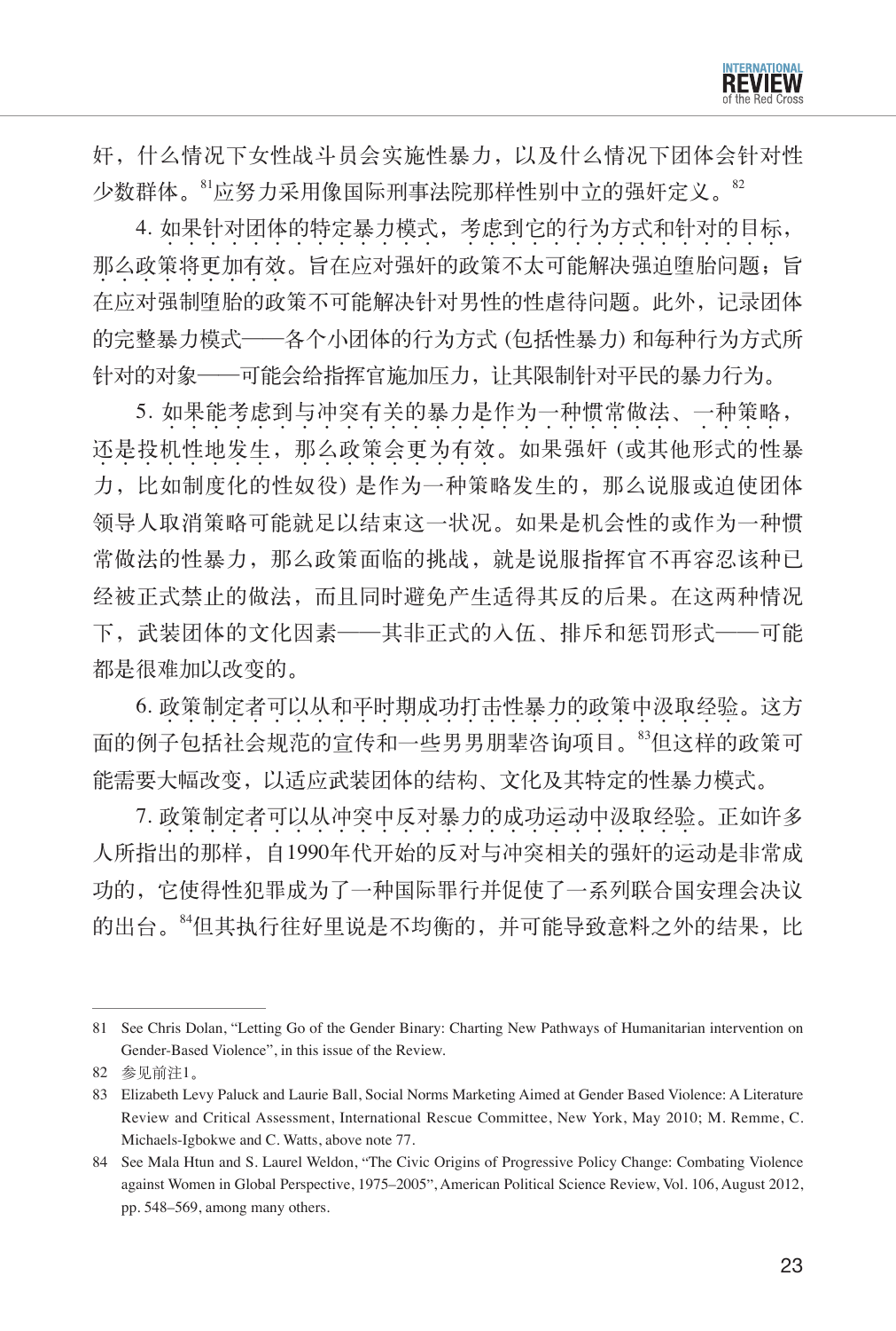奸，什么情况下女性战斗员会实施性暴力，以及什么情况下团体会针对性少数群体。[81]应努力采用像国际刑事法院那样性别中立的强奸定义。[82]

4. 如果针对团体的特定暴力模式，考虑到它的行为方式和针对的目标，那么政策将更加有效。旨在应对强奸的政策不太可能解决强迫堕胎问题；旨在应对强制堕胎的政策不可能解决针对男性的性虐待问题。此外，记录团体的完整暴力模式——各个小团体的行为方式 (包括性暴力) 和每种行为方式所针对的对象——可能会给指挥官施加压力，让其限制针对平民的暴力行为。

5. 如果能考虑到与冲突有关的暴力是作为一种惯常做法、一种策略，还是投机性地发生，那么政策会更为有效。如果强奸 (或其他形式的性暴力，比如制度化的性奴役) 是作为一种策略发生的，那么说服或迫使团体领导人取消策略可能就足以结束这一状况。如果是机会性的或作为一种惯常做法的性暴力，那么政策面临的挑战，就是说服指挥官不再容忍该种已经被正式禁止的做法，而且同时避免产生适得其反的后果。在这两种情况下，武装团体的文化因素——其非正式的入伍、排斥和惩罚形式——可能都是很难加以改变的。

6. 政策制定者可以从和平时期成功打击性暴力的政策中汲取经验。这方面的例子包括社会规范的宣传和一些男男朋辈咨询项目。[83]但这样的政策可能需要大幅改变，以适应武装团体的结构、文化及其特定的性暴力模式。

7. 政策制定者可以从冲突中反对暴力的成功运动中汲取经验。正如许多人所指出的那样，自1990年代开始的反对与冲突相关的强奸的运动是非常成功的，它使得性犯罪成为了一种国际罪行并促使了一系列联合国安理会决议的出台。[84]但其执行往好里说是不均衡的，并可能导致意料之外的结果，比

---

81 See Chris Dolan, "Letting Go of the Gender Binary: Charting New Pathways of Humanitarian intervention on Gender-Based Violence", in this issue of the Review.

82 参见前注1。

83 Elizabeth Levy Paluck and Laurie Ball, Social Norms Marketing Aimed at Gender Based Violence: A Literature Review and Critical Assessment, International Rescue Committee, New York, May 2010; M. Remme, C. Michaels-Igbokwe and C. Watts, above note 77.

84 See Mala Htun and S. Laurel Weldon, "The Civic Origins of Progressive Policy Change: Combating Violence against Women in Global Perspective, 1975–2005", American Political Science Review, Vol. 106, August 2012, pp. 548–569, among many others.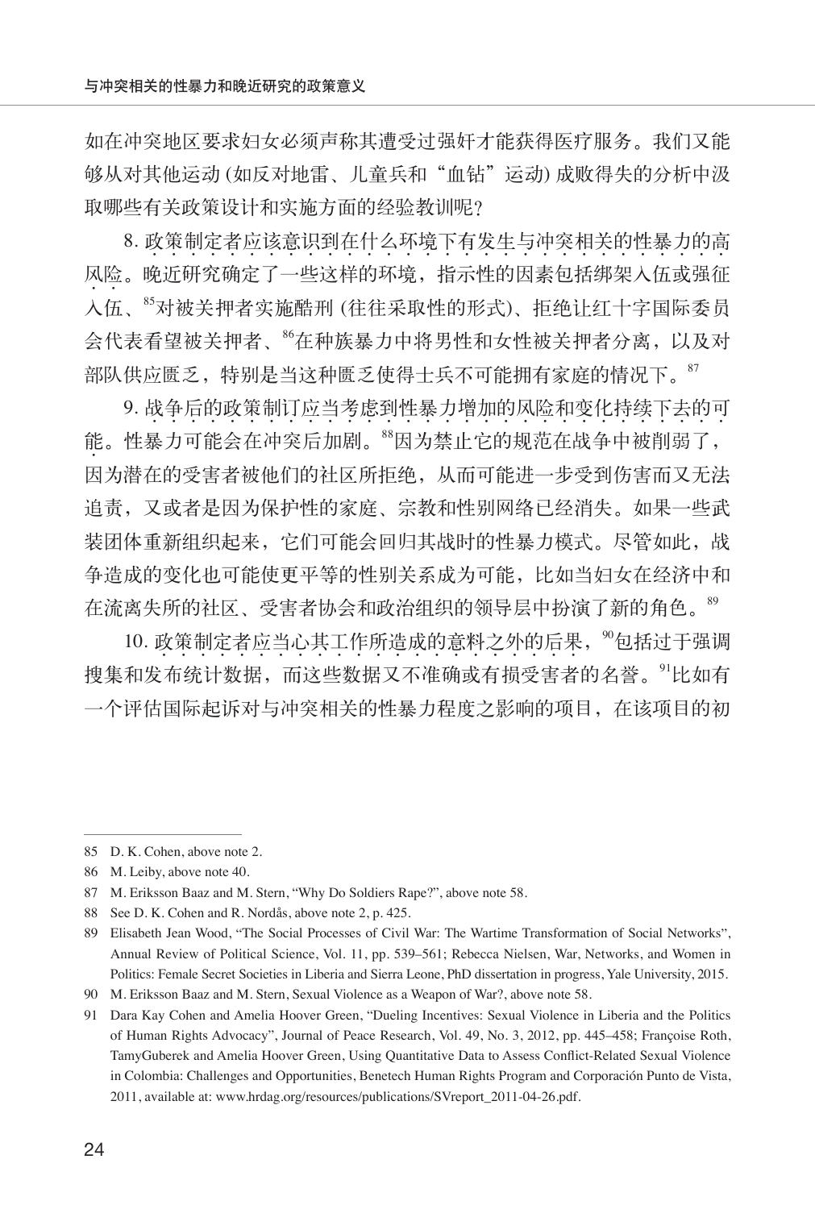如在冲突地区要求妇女必须声称其遭受过强奸才能获得医疗服务。我们又能够从对其他运动 (如反对地雷、儿童兵和“血钻”运动) 成败得失的分析中汲取哪些有关政策设计和实施方面的经验教训呢?

8. 政策制定者应该意识到在什么环境下有发生与冲突相关的性暴力的高风险。晚近研究确定了一些这样的环境，指示性的因素包括绑架入伍或强征入伍、[85]对被关押者实施酷刑 (往往采取性的形式)、拒绝让红十字国际委员会代表看望被关押者、[86]在种族暴力中将男性和女性被关押者分离，以及对部队供应匮乏，特别是当这种匮乏使得士兵不可能拥有家庭的情况下。[87]

9. 战争后的政策制订应当考虑到性暴力增加的风险和变化持续下去的可能。性暴力可能会在冲突后加剧。[88]因为禁止它的规范在战争中被削弱了，因为潜在的受害者被他们的社区所拒绝，从而可能进一步受到伤害而又无法追责，又或者是因为保护性的家庭、宗教和性别网络已经消失。如果一些武装团体重新组织起来，它们可能会回归其战时的性暴力模式。尽管如此，战争造成的变化也可能使更平等的性别关系成为可能，比如当妇女在经济中和在流离失所的社区、受害者协会和政治组织的领导层中扮演了新的角色。[89]

10. 政策制定者应当心其工作所造成的意料之外的后果，[90]包括过于强调搜集和发布统计数据，而这些数据又不准确或有损受害者的名誉。[91]比如有一个评估国际起诉对与冲突相关的性暴力程度之影响的项目，在该项目的初

---

85 D. K. Cohen, above note 2.

86 M. Leiby, above note 40.

87 M. Eriksson Baaz and M. Stern, “Why Do Soldiers Rape?”, above note 58.

88 See D. K. Cohen and R. Nordås, above note 2, p. 425.

89 Elisabeth Jean Wood, “The Social Processes of Civil War: The Wartime Transformation of Social Networks”, Annual Review of Political Science, Vol. 11, pp. 539–561; Rebecca Nielsen, War, Networks, and Women in Politics: Female Secret Societies in Liberia and Sierra Leone, PhD dissertation in progress, Yale University, 2015.

90 M. Eriksson Baaz and M. Stern, Sexual Violence as a Weapon of War?, above note 58.

91 Dara Kay Cohen and Amelia Hoover Green, “Dueling Incentives: Sexual Violence in Liberia and the Politics of Human Rights Advocacy”, Journal of Peace Research, Vol. 49, No. 3, 2012, pp. 445–458; Françoise Roth, TamyGuberek and Amelia Hoover Green, Using Quantitative Data to Assess Conflict-Related Sexual Violence in Colombia: Challenges and Opportunities, Benetech Human Rights Program and Corporación Punto de Vista, 2011, available at: www.hrdag.org/resources/publications/SVreport_2011-04-26.pdf.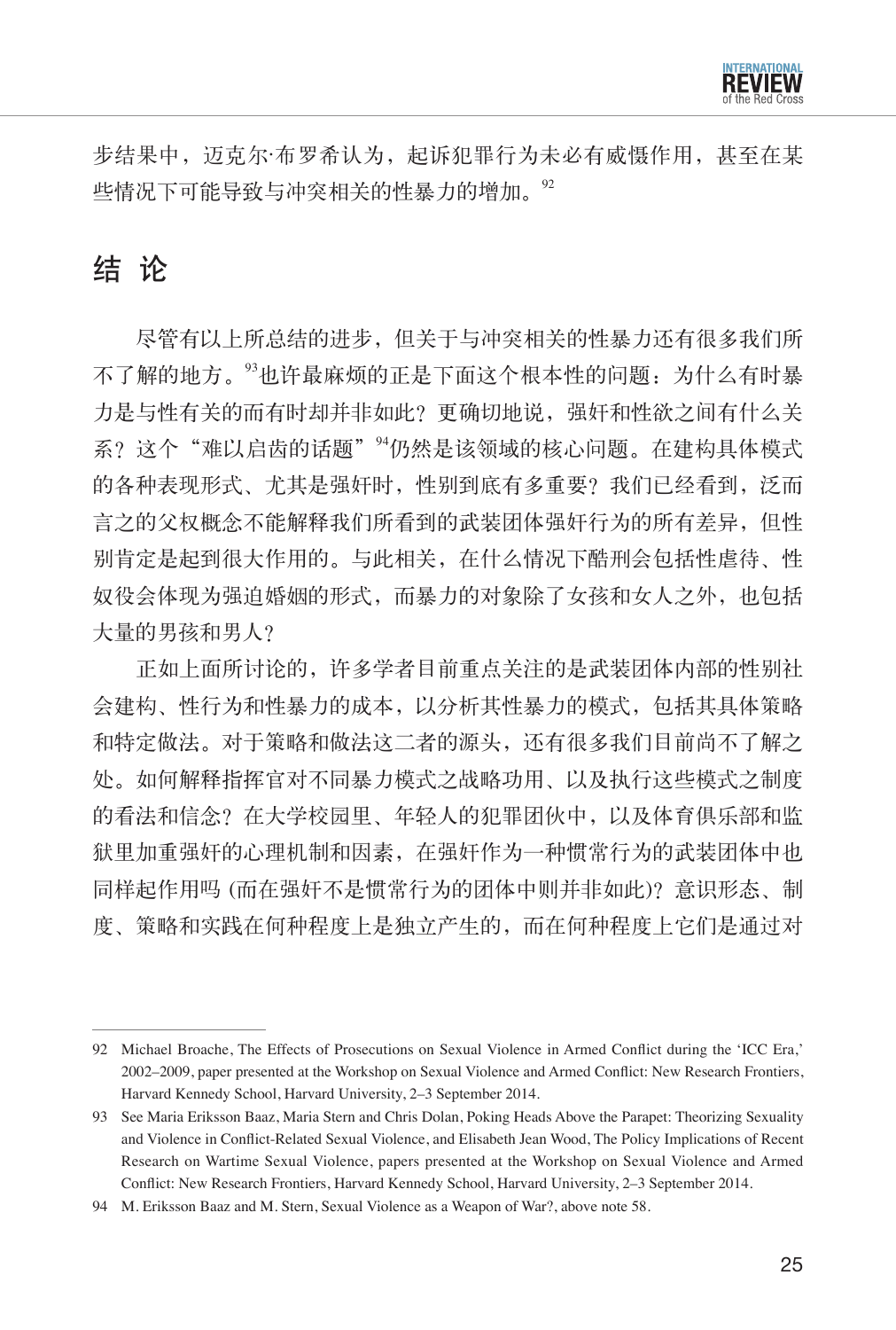步结果中，迈克尔·布罗希认为，起诉犯罪行为未必有威慑作用，甚至在某些情况下可能导致与冲突相关的性暴力的增加。[92]

## 结 论

尽管有以上所总结的进步，但关于与冲突相关的性暴力还有很多我们所不了解的地方。[93]也许最麻烦的正是下面这个根本性的问题：为什么有时暴力是与性有关的而有时却并非如此？更确切地说，强奸和性欲之间有什么关系？这个“难以启齿的话题”[94]仍然是该领域的核心问题。在建构具体模式的各种表现形式、尤其是强奸时，性别到底有多重要？我们已经看到，泛而言之的父权概念不能解释我们所看到的武装团体强奸行为的所有差异，但性别肯定是起到很大作用的。与此相关，在什么情况下酷刑会包括性虐待、性奴役会体现为强迫婚姻的形式，而暴力的对象除了女孩和女人之外，也包括大量的男孩和男人？

正如上面所讨论的，许多学者目前重点关注的是武装团体内部的性别社会建构、性行为和性暴力的成本，以分析其性暴力的模式，包括其具体策略和特定做法。对于策略和做法这二者的源头，还有很多我们目前尚不了解之处。如何解释指挥官对不同暴力模式之战略功用、以及执行这些模式之制度的看法和信念？在大学校园里、年轻人的犯罪团伙中，以及体育俱乐部和监狱里加重强奸的心理机制和因素，在强奸作为一种惯常行为的武装团体中也同样起作用吗 (而在强奸不是惯常行为的团体中则并非如此)？意识形态、制度、策略和实践在何种程度上是独立产生的，而在何种程度上它们是通过对

---

92 Michael Broache, The Effects of Prosecutions on Sexual Violence in Armed Conflict during the ‘ICC Era,’ 2002–2009, paper presented at the Workshop on Sexual Violence and Armed Conflict: New Research Frontiers, Harvard Kennedy School, Harvard University, 2–3 September 2014.

93 See Maria Eriksson Baaz, Maria Stern and Chris Dolan, Poking Heads Above the Parapet: Theorizing Sexuality and Violence in Conflict-Related Sexual Violence, and Elisabeth Jean Wood, The Policy Implications of Recent Research on Wartime Sexual Violence, papers presented at the Workshop on Sexual Violence and Armed Conflict: New Research Frontiers, Harvard Kennedy School, Harvard University, 2–3 September 2014.

94 M. Eriksson Baaz and M. Stern, Sexual Violence as a Weapon of War?, above note 58.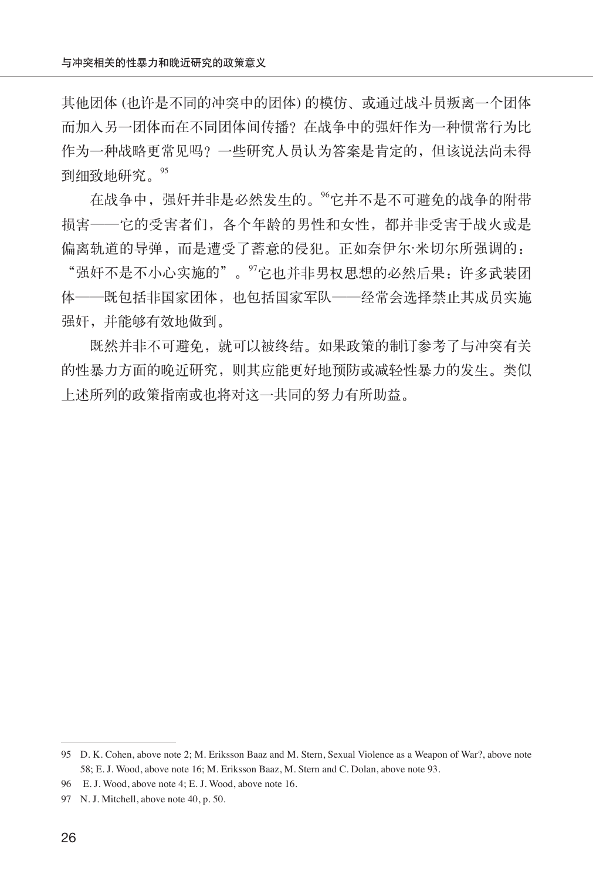其他团体 (也许是不同的冲突中的团体) 的模仿、或通过战斗员叛离一个团体而加入另一团体而在不同团体间传播？在战争中的强奸作为一种惯常行为比作为一种战略更常见吗？一些研究人员认为答案是肯定的，但该说法尚未得到细致地研究。[95]

在战争中，强奸并非是必然发生的。[96]它并不是不可避免的战争的附带损害——它的受害者们，各个年龄的男性和女性，都并非受害于战火或是偏离轨道的导弹，而是遭受了蓄意的侵犯。正如奈伊尔·米切尔所强调的："强奸不是不小心实施的"。[97]它也并非男权思想的必然后果：许多武装团体——既包括非国家团体，也包括国家军队——经常会选择禁止其成员实施强奸，并能够有效地做到。

既然并非不可避免，就可以被终结。如果政策的制订参考了与冲突有关的性暴力方面的晚近研究，则其应能更好地预防或减轻性暴力的发生。类似上述所列的政策指南或也将对这一共同的努力有所助益。

---

95 D. K. Cohen, above note 2; M. Eriksson Baaz and M. Stern, Sexual Violence as a Weapon of War?, above note 58; E. J. Wood, above note 16; M. Eriksson Baaz, M. Stern and C. Dolan, above note 93.

96 E. J. Wood, above note 4; E. J. Wood, above note 16.

97 N. J. Mitchell, above note 40, p. 50.